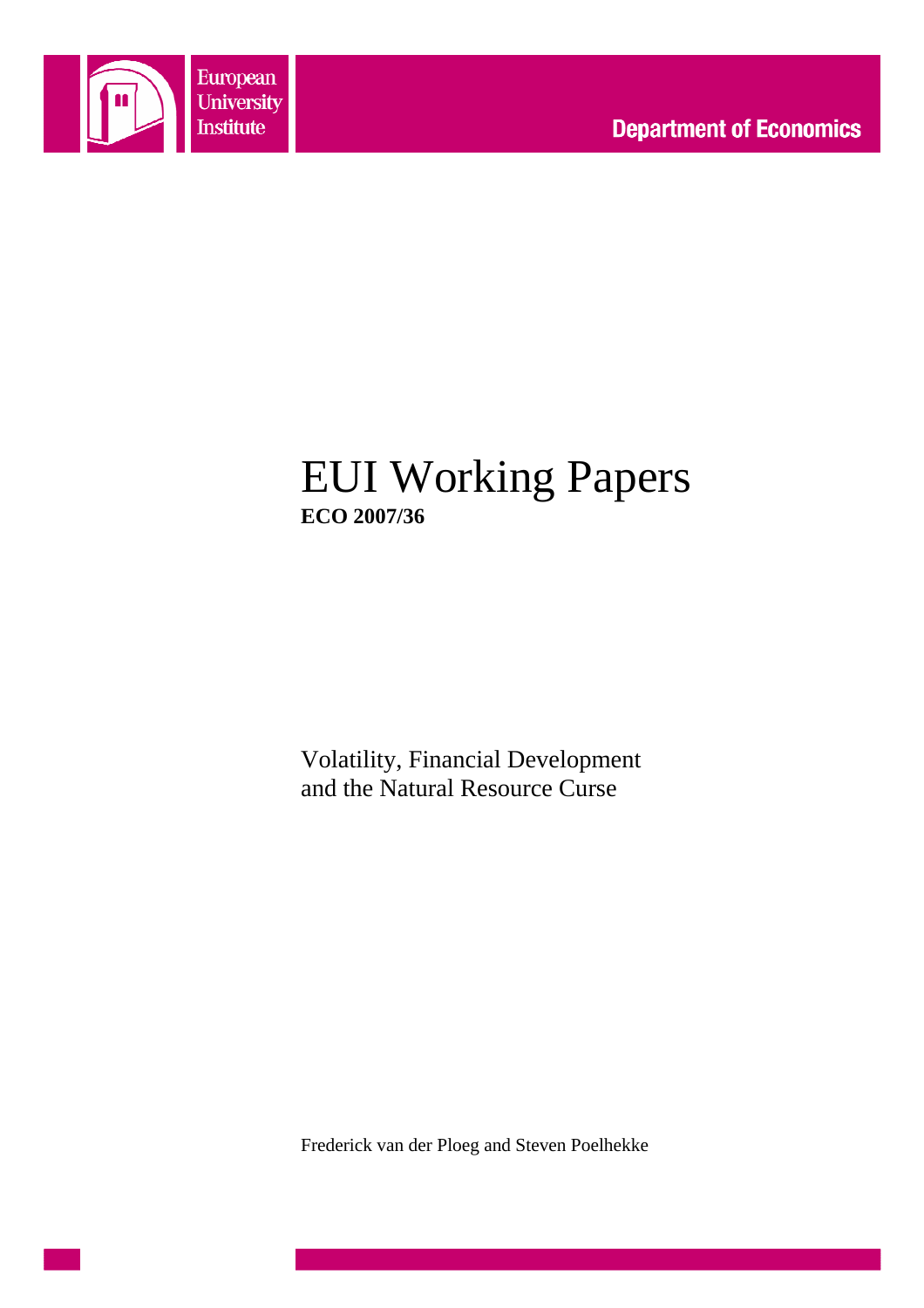European University Institute

Department of Economics

# EUI Working Papers

**ECO 2007/36**

Volatility, Financial Development and the Natural Resource Curse

Frederick van der Ploeg and Steven Poelhekke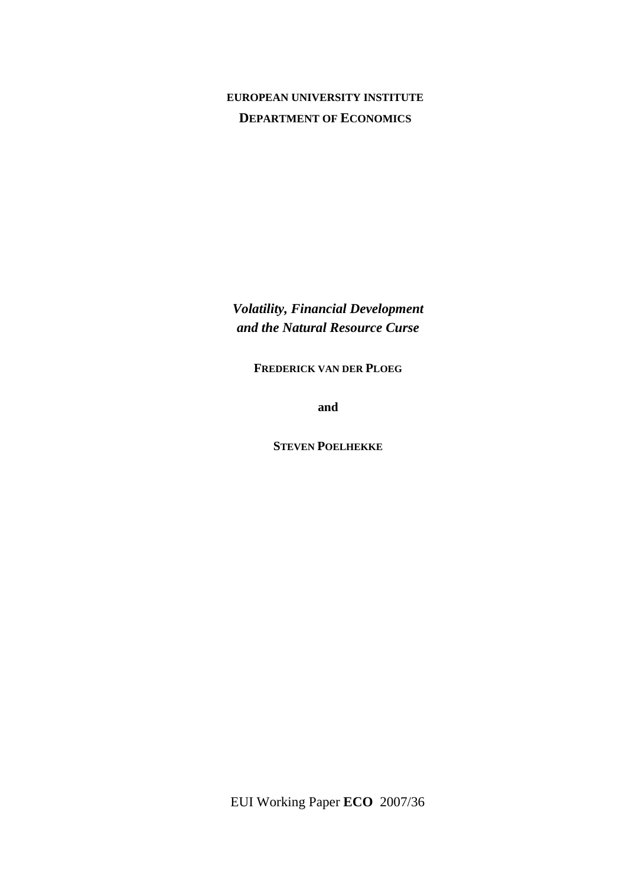**EUROPEAN UNIVERSITY INSTITUTE**

**DEPARTMENT OF ECONOMICS**

***Volatility, Financial Development and the Natural Resource Curse***

**FREDERICK VAN DER PLOEG**

**and**

**STEVEN POELHEKKE**

EUI Working Paper **ECO** 2007/36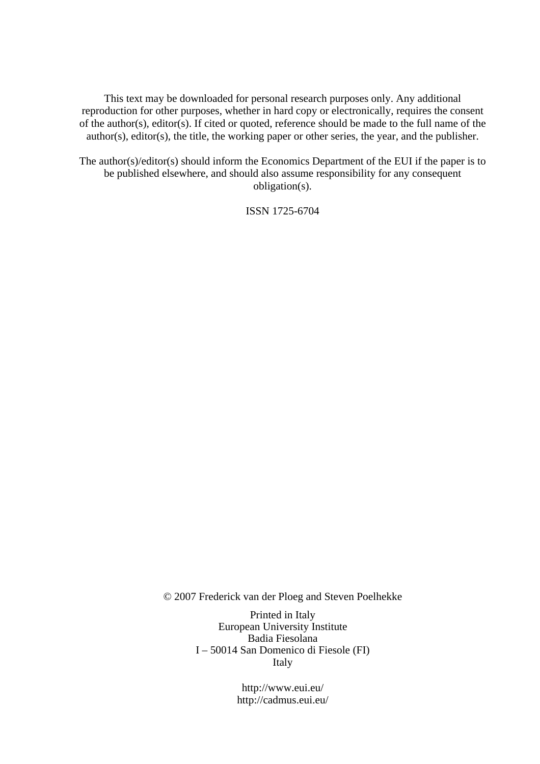This text may be downloaded for personal research purposes only. Any additional reproduction for other purposes, whether in hard copy or electronically, requires the consent of the author(s), editor(s). If cited or quoted, reference should be made to the full name of the author(s), editor(s), the title, the working paper or other series, the year, and the publisher.

The author(s)/editor(s) should inform the Economics Department of the EUI if the paper is to be published elsewhere, and should also assume responsibility for any consequent obligation(s).

ISSN 1725-6704

© 2007 Frederick van der Ploeg and Steven Poelhekke

Printed in Italy
European University Institute
Badia Fiesolana
I – 50014 San Domenico di Fiesole (FI)
Italy

http://www.eui.eu/
http://cadmus.eui.eu/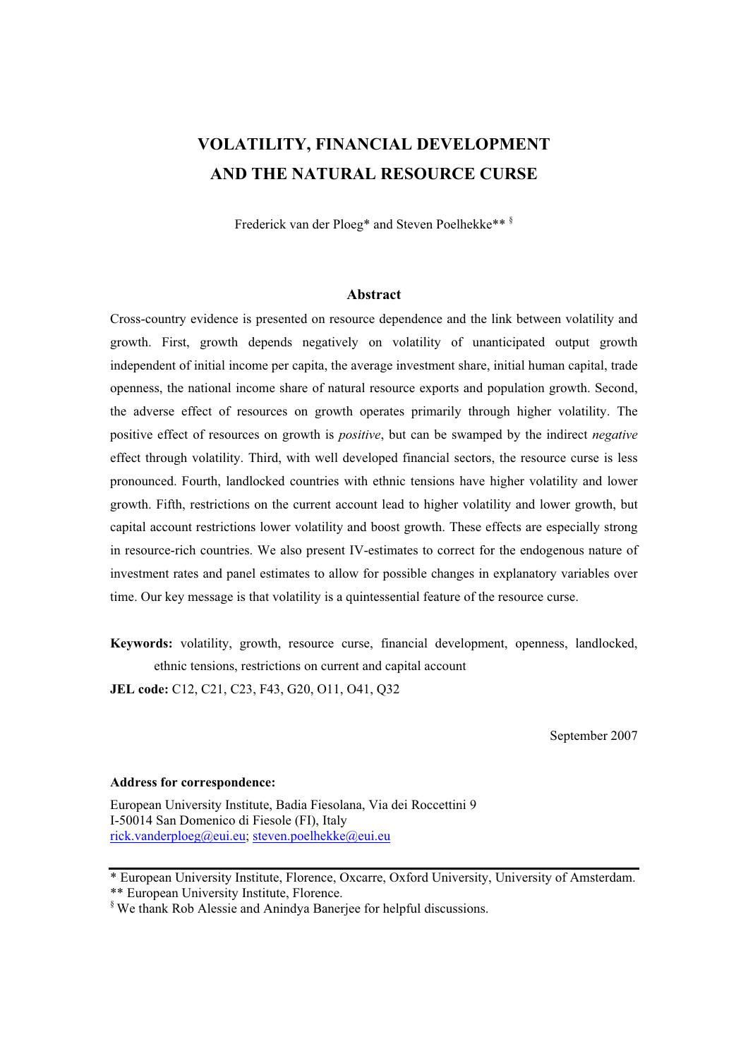# VOLATILITY, FINANCIAL DEVELOPMENT AND THE NATURAL RESOURCE CURSE

Frederick van der Ploeg* and Steven Poelhekke** [§]

### Abstract

Cross-country evidence is presented on resource dependence and the link between volatility and growth. First, growth depends negatively on volatility of unanticipated output growth independent of initial income per capita, the average investment share, initial human capital, trade openness, the national income share of natural resource exports and population growth. Second, the adverse effect of resources on growth operates primarily through higher volatility. The positive effect of resources on growth is *positive*, but can be swamped by the indirect *negative* effect through volatility. Third, with well developed financial sectors, the resource curse is less pronounced. Fourth, landlocked countries with ethnic tensions have higher volatility and lower growth. Fifth, restrictions on the current account lead to higher volatility and lower growth, but capital account restrictions lower volatility and boost growth. These effects are especially strong in resource-rich countries. We also present IV-estimates to correct for the endogenous nature of investment rates and panel estimates to allow for possible changes in explanatory variables over time. Our key message is that volatility is a quintessential feature of the resource curse.

**Keywords:** volatility, growth, resource curse, financial development, openness, landlocked, ethnic tensions, restrictions on current and capital account

**JEL code:** C12, C21, C23, F43, G20, O11, O41, Q32

September 2007

**Address for correspondence:**

European University Institute, Badia Fiesolana, Via dei Roccettini 9
I-50014 San Domenico di Fiesole (FI), Italy
rick.vanderploeg@eui.eu; steven.poelhekke@eui.eu

---

\* European University Institute, Florence, Oxcarre, Oxford University, University of Amsterdam.
\** European University Institute, Florence.
[§] We thank Rob Alessie and Anindya Banerjee for helpful discussions.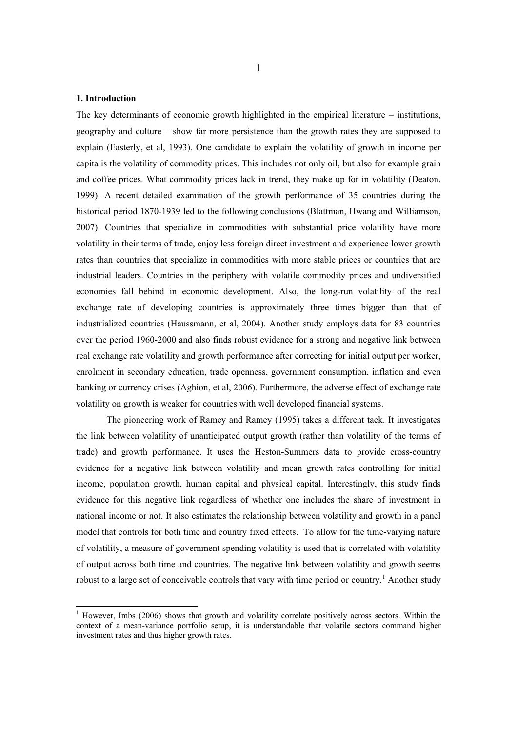## 1. Introduction

The key determinants of economic growth highlighted in the empirical literature – institutions, geography and culture – show far more persistence than the growth rates they are supposed to explain (Easterly, et al, 1993). One candidate to explain the volatility of growth in income per capita is the volatility of commodity prices. This includes not only oil, but also for example grain and coffee prices. What commodity prices lack in trend, they make up for in volatility (Deaton, 1999). A recent detailed examination of the growth performance of 35 countries during the historical period 1870-1939 led to the following conclusions (Blattman, Hwang and Williamson, 2007). Countries that specialize in commodities with substantial price volatility have more volatility in their terms of trade, enjoy less foreign direct investment and experience lower growth rates than countries that specialize in commodities with more stable prices or countries that are industrial leaders. Countries in the periphery with volatile commodity prices and undiversified economies fall behind in economic development. Also, the long-run volatility of the real exchange rate of developing countries is approximately three times bigger than that of industrialized countries (Haussmann, et al, 2004). Another study employs data for 83 countries over the period 1960-2000 and also finds robust evidence for a strong and negative link between real exchange rate volatility and growth performance after correcting for initial output per worker, enrolment in secondary education, trade openness, government consumption, inflation and even banking or currency crises (Aghion, et al, 2006). Furthermore, the adverse effect of exchange rate volatility on growth is weaker for countries with well developed financial systems.

The pioneering work of Ramey and Ramey (1995) takes a different tack. It investigates the link between volatility of unanticipated output growth (rather than volatility of the terms of trade) and growth performance. It uses the Heston-Summers data to provide cross-country evidence for a negative link between volatility and mean growth rates controlling for initial income, population growth, human capital and physical capital. Interestingly, this study finds evidence for this negative link regardless of whether one includes the share of investment in national income or not. It also estimates the relationship between volatility and growth in a panel model that controls for both time and country fixed effects. To allow for the time-varying nature of volatility, a measure of government spending volatility is used that is correlated with volatility of output across both time and countries. The negative link between volatility and growth seems robust to a large set of conceivable controls that vary with time period or country.[1] Another study

[1] However, Imbs (2006) shows that growth and volatility correlate positively across sectors. Within the context of a mean-variance portfolio setup, it is understandable that volatile sectors command higher investment rates and thus higher growth rates.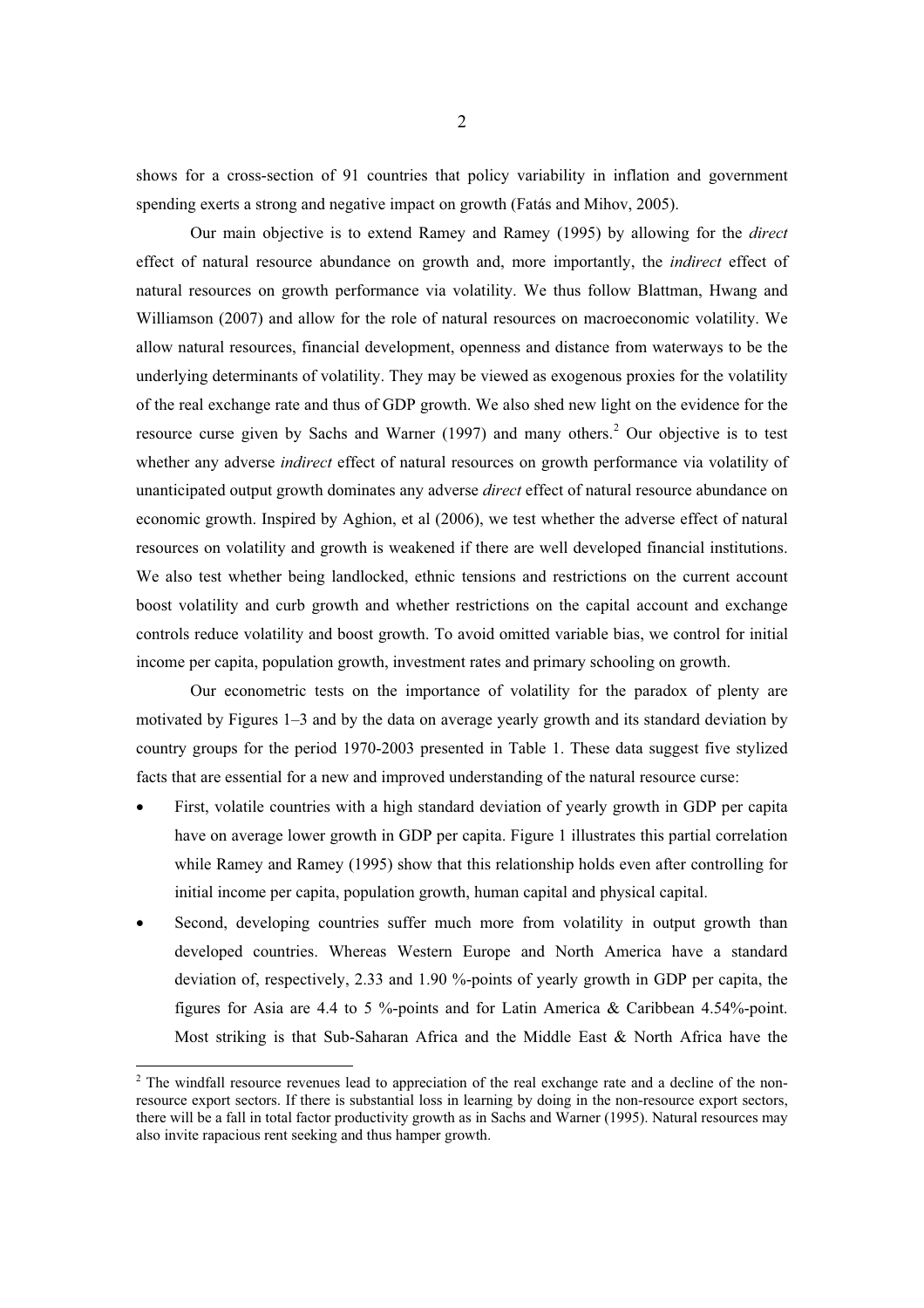shows for a cross-section of 91 countries that policy variability in inflation and government spending exerts a strong and negative impact on growth (Fatás and Mihov, 2005).

Our main objective is to extend Ramey and Ramey (1995) by allowing for the *direct* effect of natural resource abundance on growth and, more importantly, the *indirect* effect of natural resources on growth performance via volatility. We thus follow Blattman, Hwang and Williamson (2007) and allow for the role of natural resources on macroeconomic volatility. We allow natural resources, financial development, openness and distance from waterways to be the underlying determinants of volatility. They may be viewed as exogenous proxies for the volatility of the real exchange rate and thus of GDP growth. We also shed new light on the evidence for the resource curse given by Sachs and Warner (1997) and many others.[2] Our objective is to test whether any adverse *indirect* effect of natural resources on growth performance via volatility of unanticipated output growth dominates any adverse *direct* effect of natural resource abundance on economic growth. Inspired by Aghion, et al (2006), we test whether the adverse effect of natural resources on volatility and growth is weakened if there are well developed financial institutions. We also test whether being landlocked, ethnic tensions and restrictions on the current account boost volatility and curb growth and whether restrictions on the capital account and exchange controls reduce volatility and boost growth. To avoid omitted variable bias, we control for initial income per capita, population growth, investment rates and primary schooling on growth.

Our econometric tests on the importance of volatility for the paradox of plenty are motivated by Figures 1–3 and by the data on average yearly growth and its standard deviation by country groups for the period 1970-2003 presented in Table 1. These data suggest five stylized facts that are essential for a new and improved understanding of the natural resource curse:

- First, volatile countries with a high standard deviation of yearly growth in GDP per capita have on average lower growth in GDP per capita. Figure 1 illustrates this partial correlation while Ramey and Ramey (1995) show that this relationship holds even after controlling for initial income per capita, population growth, human capital and physical capital.
- Second, developing countries suffer much more from volatility in output growth than developed countries. Whereas Western Europe and North America have a standard deviation of, respectively, 2.33 and 1.90 %-points of yearly growth in GDP per capita, the figures for Asia are 4.4 to 5 %-points and for Latin America & Caribbean 4.54%-point. Most striking is that Sub-Saharan Africa and the Middle East & North Africa have the

[2] The windfall resource revenues lead to appreciation of the real exchange rate and a decline of the non-resource export sectors. If there is substantial loss in learning by doing in the non-resource export sectors, there will be a fall in total factor productivity growth as in Sachs and Warner (1995). Natural resources may also invite rapacious rent seeking and thus hamper growth.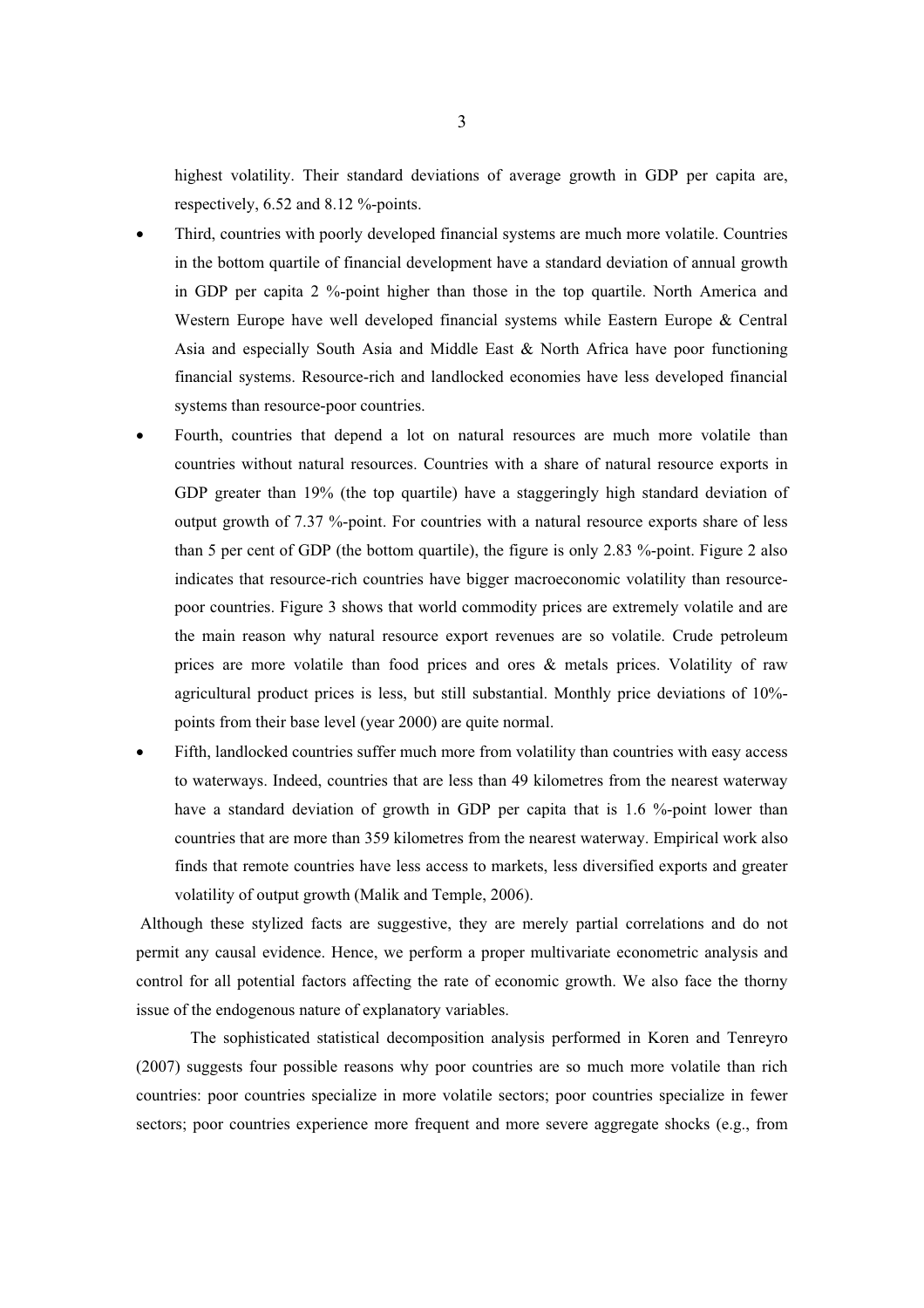highest volatility. Their standard deviations of average growth in GDP per capita are, respectively, 6.52 and 8.12 %-points.

- Third, countries with poorly developed financial systems are much more volatile. Countries in the bottom quartile of financial development have a standard deviation of annual growth in GDP per capita 2 %-point higher than those in the top quartile. North America and Western Europe have well developed financial systems while Eastern Europe & Central Asia and especially South Asia and Middle East & North Africa have poor functioning financial systems. Resource-rich and landlocked economies have less developed financial systems than resource-poor countries.
- Fourth, countries that depend a lot on natural resources are much more volatile than countries without natural resources. Countries with a share of natural resource exports in GDP greater than 19% (the top quartile) have a staggeringly high standard deviation of output growth of 7.37 %-point. For countries with a natural resource exports share of less than 5 per cent of GDP (the bottom quartile), the figure is only 2.83 %-point. Figure 2 also indicates that resource-rich countries have bigger macroeconomic volatility than resource-poor countries. Figure 3 shows that world commodity prices are extremely volatile and are the main reason why natural resource export revenues are so volatile. Crude petroleum prices are more volatile than food prices and ores & metals prices. Volatility of raw agricultural product prices is less, but still substantial. Monthly price deviations of 10%-points from their base level (year 2000) are quite normal.
- Fifth, landlocked countries suffer much more from volatility than countries with easy access to waterways. Indeed, countries that are less than 49 kilometres from the nearest waterway have a standard deviation of growth in GDP per capita that is 1.6 %-point lower than countries that are more than 359 kilometres from the nearest waterway. Empirical work also finds that remote countries have less access to markets, less diversified exports and greater volatility of output growth (Malik and Temple, 2006).

Although these stylized facts are suggestive, they are merely partial correlations and do not permit any causal evidence. Hence, we perform a proper multivariate econometric analysis and control for all potential factors affecting the rate of economic growth. We also face the thorny issue of the endogenous nature of explanatory variables.

The sophisticated statistical decomposition analysis performed in Koren and Tenreyro (2007) suggests four possible reasons why poor countries are so much more volatile than rich countries: poor countries specialize in more volatile sectors; poor countries specialize in fewer sectors; poor countries experience more frequent and more severe aggregate shocks (e.g., from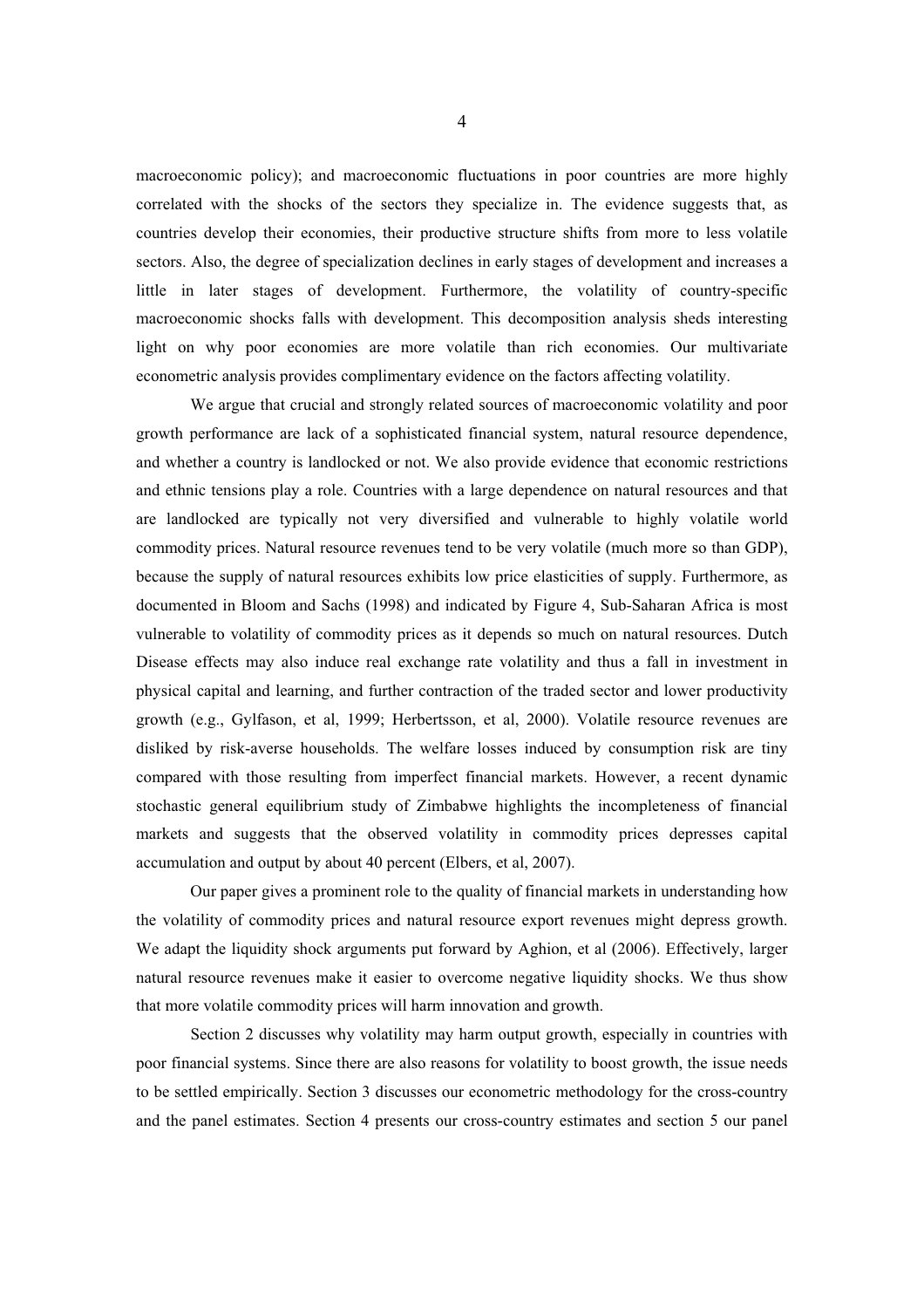macroeconomic policy); and macroeconomic fluctuations in poor countries are more highly correlated with the shocks of the sectors they specialize in. The evidence suggests that, as countries develop their economies, their productive structure shifts from more to less volatile sectors. Also, the degree of specialization declines in early stages of development and increases a little in later stages of development. Furthermore, the volatility of country-specific macroeconomic shocks falls with development. This decomposition analysis sheds interesting light on why poor economies are more volatile than rich economies. Our multivariate econometric analysis provides complimentary evidence on the factors affecting volatility.

We argue that crucial and strongly related sources of macroeconomic volatility and poor growth performance are lack of a sophisticated financial system, natural resource dependence, and whether a country is landlocked or not. We also provide evidence that economic restrictions and ethnic tensions play a role. Countries with a large dependence on natural resources and that are landlocked are typically not very diversified and vulnerable to highly volatile world commodity prices. Natural resource revenues tend to be very volatile (much more so than GDP), because the supply of natural resources exhibits low price elasticities of supply. Furthermore, as documented in Bloom and Sachs (1998) and indicated by Figure 4, Sub-Saharan Africa is most vulnerable to volatility of commodity prices as it depends so much on natural resources. Dutch Disease effects may also induce real exchange rate volatility and thus a fall in investment in physical capital and learning, and further contraction of the traded sector and lower productivity growth (e.g., Gylfason, et al, 1999; Herbertsson, et al, 2000). Volatile resource revenues are disliked by risk-averse households. The welfare losses induced by consumption risk are tiny compared with those resulting from imperfect financial markets. However, a recent dynamic stochastic general equilibrium study of Zimbabwe highlights the incompleteness of financial markets and suggests that the observed volatility in commodity prices depresses capital accumulation and output by about 40 percent (Elbers, et al, 2007).

Our paper gives a prominent role to the quality of financial markets in understanding how the volatility of commodity prices and natural resource export revenues might depress growth. We adapt the liquidity shock arguments put forward by Aghion, et al (2006). Effectively, larger natural resource revenues make it easier to overcome negative liquidity shocks. We thus show that more volatile commodity prices will harm innovation and growth.

Section 2 discusses why volatility may harm output growth, especially in countries with poor financial systems. Since there are also reasons for volatility to boost growth, the issue needs to be settled empirically. Section 3 discusses our econometric methodology for the cross-country and the panel estimates. Section 4 presents our cross-country estimates and section 5 our panel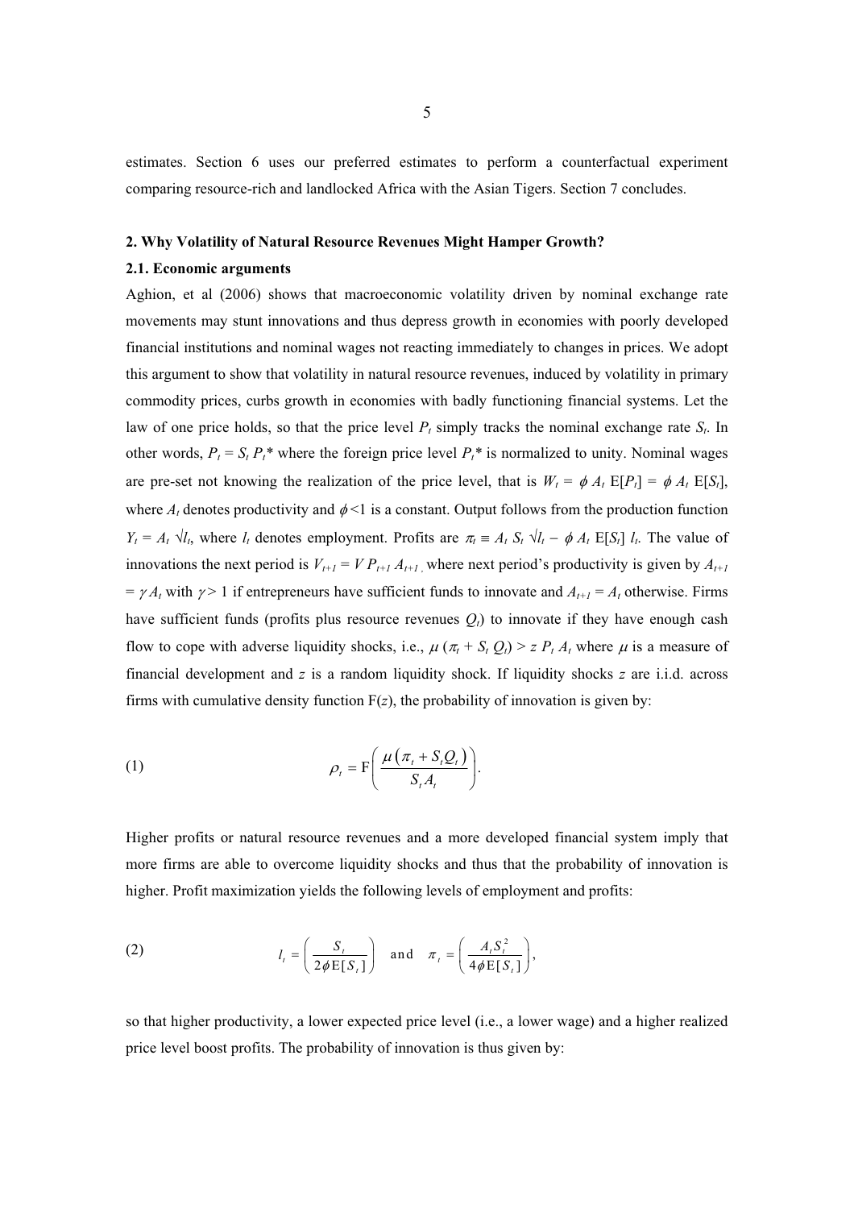estimates. Section 6 uses our preferred estimates to perform a counterfactual experiment comparing resource-rich and landlocked Africa with the Asian Tigers. Section 7 concludes.

## 2. Why Volatility of Natural Resource Revenues Might Hamper Growth?

### 2.1. Economic arguments

Aghion, et al (2006) shows that macroeconomic volatility driven by nominal exchange rate movements may stunt innovations and thus depress growth in economies with poorly developed financial institutions and nominal wages not reacting immediately to changes in prices. We adopt this argument to show that volatility in natural resource revenues, induced by volatility in primary commodity prices, curbs growth in economies with badly functioning financial systems. Let the law of one price holds, so that the price level $P_t$ simply tracks the nominal exchange rate $S_t$. In other words, $P_t = S_t P_t^*$ where the foreign price level $P_t^*$ is normalized to unity. Nominal wages are pre-set not knowing the realization of the price level, that is $W_t = \phi A_t \text{E}[P_t] = \phi A_t \text{E}[S_t]$, where $A_t$ denotes productivity and $\phi < 1$ is a constant. Output follows from the production function $Y_t = A_t \sqrt{l_t}$, where $l_t$ denotes employment. Profits are $\pi_t \equiv A_t S_t \sqrt{l_t} - \phi A_t \text{E}[S_t] l_t$. The value of innovations the next period is $V_{t+1} = V P_{t+1} A_{t+1}$ where next period's productivity is given by $A_{t+1} = \gamma A_t$ with $\gamma > 1$ if entrepreneurs have sufficient funds to innovate and $A_{t+1} = A_t$ otherwise. Firms have sufficient funds (profits plus resource revenues $Q_t$) to innovate if they have enough cash flow to cope with adverse liquidity shocks, i.e., $\mu (\pi_t + S_t Q_t) > z P_t A_t$ where $\mu$ is a measure of financial development and $z$ is a random liquidity shock. If liquidity shocks $z$ are i.i.d. across firms with cumulative density function F($z$), the probability of innovation is given by:

$$\rho_t = \text{F}\left( \frac{\mu \left( \pi_t + S_t Q_t \right)}{S_t A_t} \right). \tag{1}$$

Higher profits or natural resource revenues and a more developed financial system imply that more firms are able to overcome liquidity shocks and thus that the probability of innovation is higher. Profit maximization yields the following levels of employment and profits:

$$l_t = \left( \frac{S_t}{2\phi \text{E}[S_t]} \right) \quad \text{and} \quad \pi_t = \left( \frac{A_t S_t^2}{4\phi \text{E}[S_t]} \right), \tag{2}$$

so that higher productivity, a lower expected price level (i.e., a lower wage) and a higher realized price level boost profits. The probability of innovation is thus given by: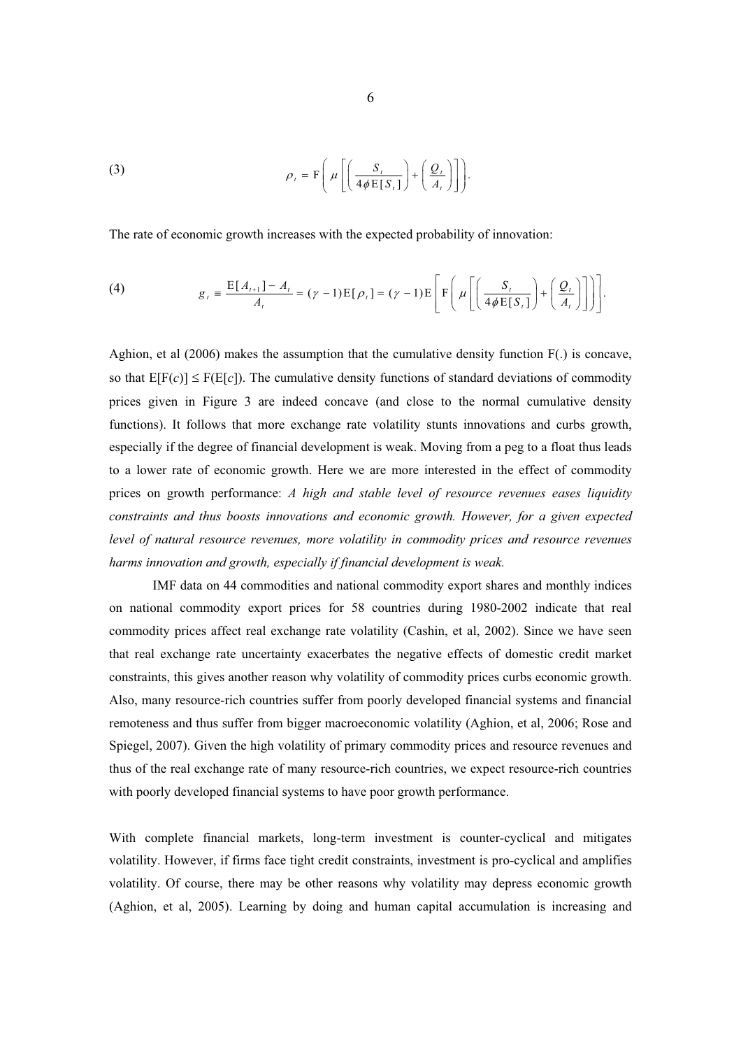$$\rho_t = \mathrm{F}\left( \mu \left[ \left( \frac{S_t}{4\phi \mathrm{E}[S_t]} \right) + \left( \frac{Q_t}{A_t} \right) \right] \right). \tag{3}$$

The rate of economic growth increases with the expected probability of innovation:

$$g_t \equiv \frac{\mathrm{E}[A_{t+1}] - A_t}{A_t} = (\gamma - 1)\mathrm{E}[\rho_t] = (\gamma - 1)\mathrm{E}\left[ \mathrm{F}\left( \mu \left[ \left( \frac{S_t}{4\phi \mathrm{E}[S_t]} \right) + \left( \frac{Q_t}{A_t} \right) \right] \right) \right]. \tag{4}$$

Aghion, et al (2006) makes the assumption that the cumulative density function F(.) is concave, so that $\mathrm{E}[\mathrm{F}(c)] \leq \mathrm{F}(\mathrm{E}[c])$. The cumulative density functions of standard deviations of commodity prices given in Figure 3 are indeed concave (and close to the normal cumulative density functions). It follows that more exchange rate volatility stunts innovations and curbs growth, especially if the degree of financial development is weak. Moving from a peg to a float thus leads to a lower rate of economic growth. Here we are more interested in the effect of commodity prices on growth performance: *A high and stable level of resource revenues eases liquidity constraints and thus boosts innovations and economic growth. However, for a given expected level of natural resource revenues, more volatility in commodity prices and resource revenues harms innovation and growth, especially if financial development is weak.*

IMF data on 44 commodities and national commodity export shares and monthly indices on national commodity export prices for 58 countries during 1980-2002 indicate that real commodity prices affect real exchange rate volatility (Cashin, et al, 2002). Since we have seen that real exchange rate uncertainty exacerbates the negative effects of domestic credit market constraints, this gives another reason why volatility of commodity prices curbs economic growth. Also, many resource-rich countries suffer from poorly developed financial systems and financial remoteness and thus suffer from bigger macroeconomic volatility (Aghion, et al, 2006; Rose and Spiegel, 2007). Given the high volatility of primary commodity prices and resource revenues and thus of the real exchange rate of many resource-rich countries, we expect resource-rich countries with poorly developed financial systems to have poor growth performance.

With complete financial markets, long-term investment is counter-cyclical and mitigates volatility. However, if firms face tight credit constraints, investment is pro-cyclical and amplifies volatility. Of course, there may be other reasons why volatility may depress economic growth (Aghion, et al, 2005). Learning by doing and human capital accumulation is increasing and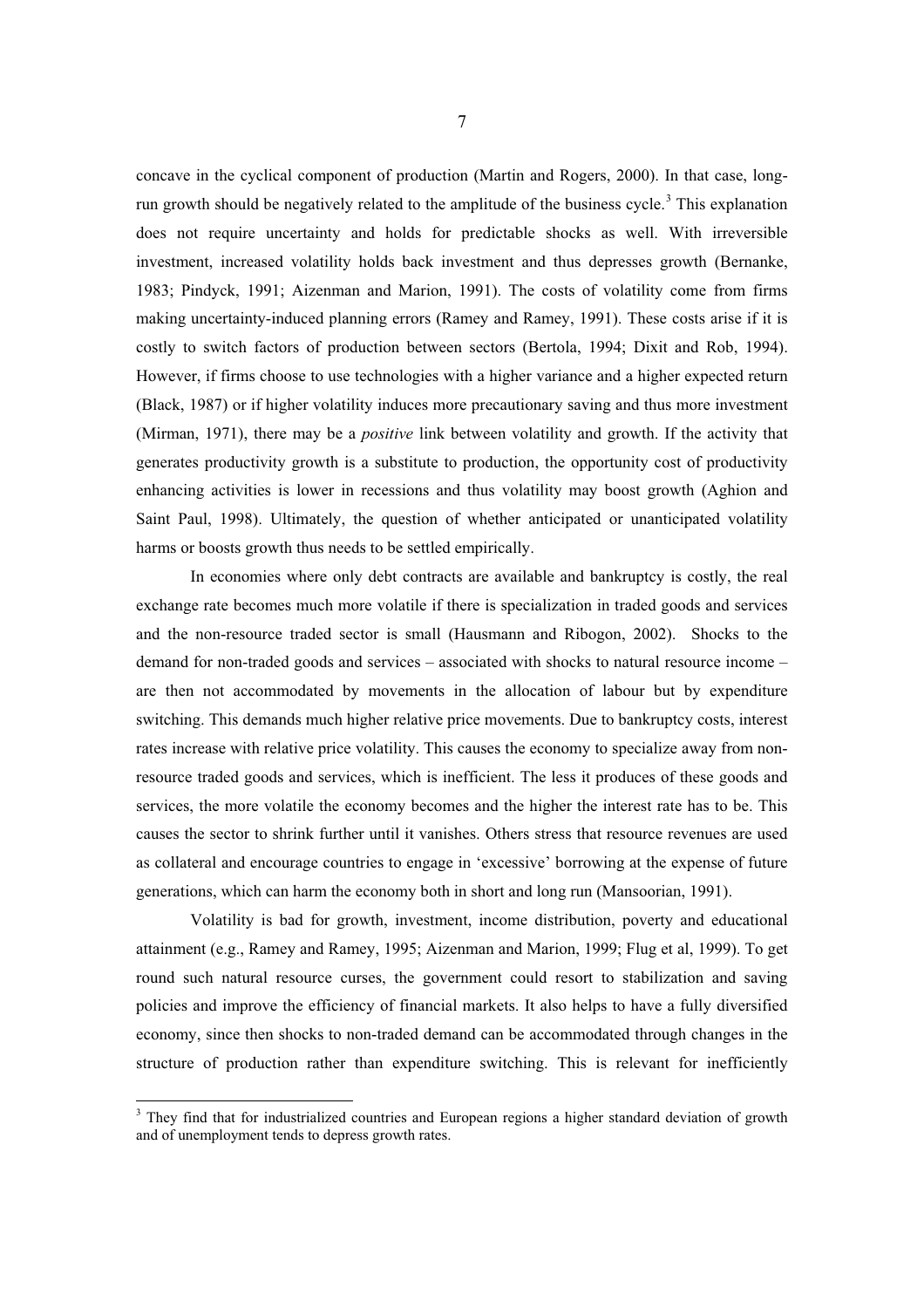concave in the cyclical component of production (Martin and Rogers, 2000). In that case, long-run growth should be negatively related to the amplitude of the business cycle.[3] This explanation does not require uncertainty and holds for predictable shocks as well. With irreversible investment, increased volatility holds back investment and thus depresses growth (Bernanke, 1983; Pindyck, 1991; Aizenman and Marion, 1991). The costs of volatility come from firms making uncertainty-induced planning errors (Ramey and Ramey, 1991). These costs arise if it is costly to switch factors of production between sectors (Bertola, 1994; Dixit and Rob, 1994). However, if firms choose to use technologies with a higher variance and a higher expected return (Black, 1987) or if higher volatility induces more precautionary saving and thus more investment (Mirman, 1971), there may be a *positive* link between volatility and growth. If the activity that generates productivity growth is a substitute to production, the opportunity cost of productivity enhancing activities is lower in recessions and thus volatility may boost growth (Aghion and Saint Paul, 1998). Ultimately, the question of whether anticipated or unanticipated volatility harms or boosts growth thus needs to be settled empirically.

In economies where only debt contracts are available and bankruptcy is costly, the real exchange rate becomes much more volatile if there is specialization in traded goods and services and the non-resource traded sector is small (Hausmann and Ribogon, 2002). Shocks to the demand for non-traded goods and services – associated with shocks to natural resource income – are then not accommodated by movements in the allocation of labour but by expenditure switching. This demands much higher relative price movements. Due to bankruptcy costs, interest rates increase with relative price volatility. This causes the economy to specialize away from non-resource traded goods and services, which is inefficient. The less it produces of these goods and services, the more volatile the economy becomes and the higher the interest rate has to be. This causes the sector to shrink further until it vanishes. Others stress that resource revenues are used as collateral and encourage countries to engage in 'excessive' borrowing at the expense of future generations, which can harm the economy both in short and long run (Mansoorian, 1991).

Volatility is bad for growth, investment, income distribution, poverty and educational attainment (e.g., Ramey and Ramey, 1995; Aizenman and Marion, 1999; Flug et al, 1999). To get round such natural resource curses, the government could resort to stabilization and saving policies and improve the efficiency of financial markets. It also helps to have a fully diversified economy, since then shocks to non-traded demand can be accommodated through changes in the structure of production rather than expenditure switching. This is relevant for inefficiently

---

[3] They find that for industrialized countries and European regions a higher standard deviation of growth and of unemployment tends to depress growth rates.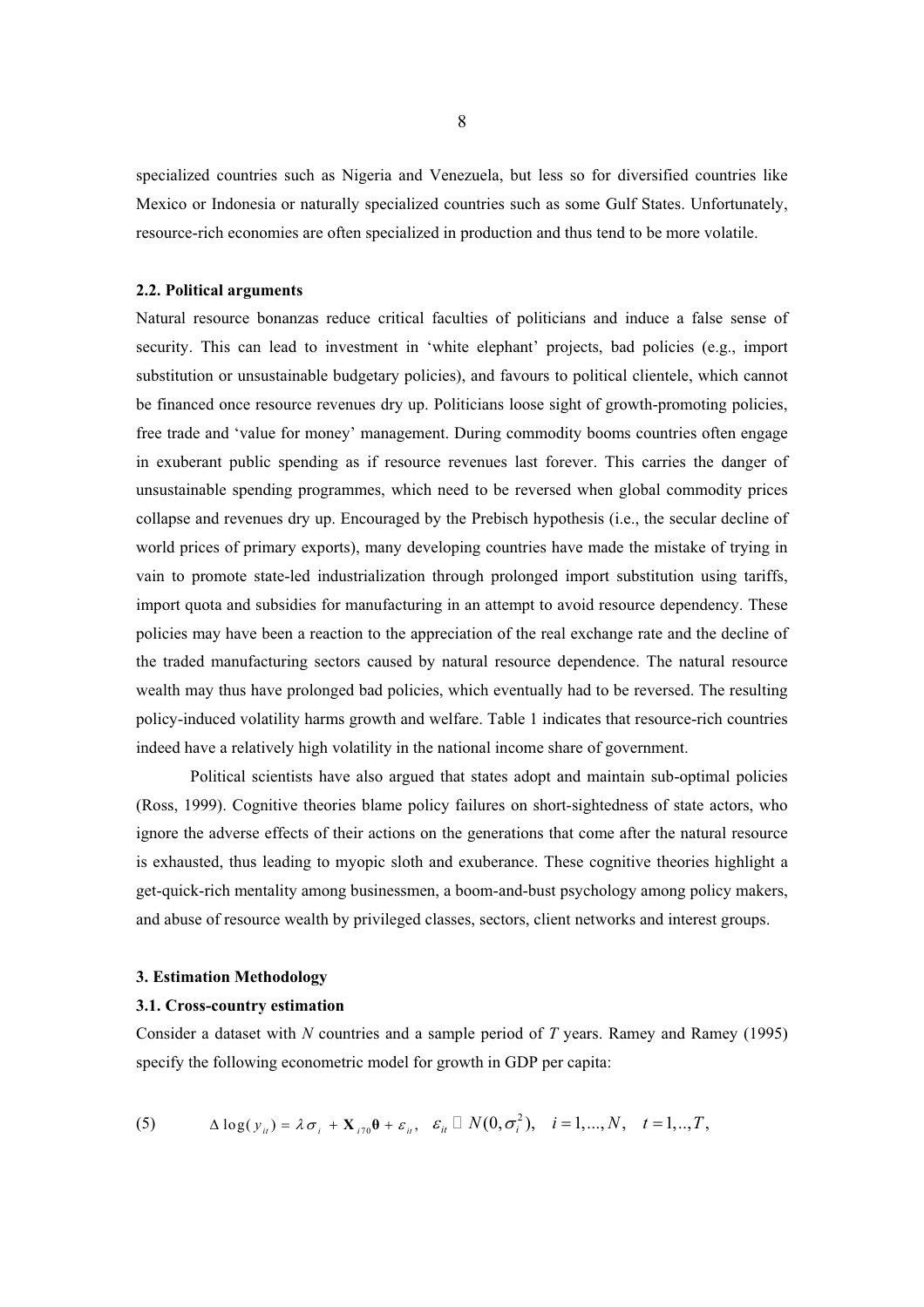specialized countries such as Nigeria and Venezuela, but less so for diversified countries like Mexico or Indonesia or naturally specialized countries such as some Gulf States. Unfortunately, resource-rich economies are often specialized in production and thus tend to be more volatile.

### 2.2. Political arguments

Natural resource bonanzas reduce critical faculties of politicians and induce a false sense of security. This can lead to investment in 'white elephant' projects, bad policies (e.g., import substitution or unsustainable budgetary policies), and favours to political clientele, which cannot be financed once resource revenues dry up. Politicians loose sight of growth-promoting policies, free trade and 'value for money' management. During commodity booms countries often engage in exuberant public spending as if resource revenues last forever. This carries the danger of unsustainable spending programmes, which need to be reversed when global commodity prices collapse and revenues dry up. Encouraged by the Prebisch hypothesis (i.e., the secular decline of world prices of primary exports), many developing countries have made the mistake of trying in vain to promote state-led industrialization through prolonged import substitution using tariffs, import quota and subsidies for manufacturing in an attempt to avoid resource dependency. These policies may have been a reaction to the appreciation of the real exchange rate and the decline of the traded manufacturing sectors caused by natural resource dependence. The natural resource wealth may thus have prolonged bad policies, which eventually had to be reversed. The resulting policy-induced volatility harms growth and welfare. Table 1 indicates that resource-rich countries indeed have a relatively high volatility in the national income share of government.

Political scientists have also argued that states adopt and maintain sub-optimal policies (Ross, 1999). Cognitive theories blame policy failures on short-sightedness of state actors, who ignore the adverse effects of their actions on the generations that come after the natural resource is exhausted, thus leading to myopic sloth and exuberance. These cognitive theories highlight a get-quick-rich mentality among businessmen, a boom-and-bust psychology among policy makers, and abuse of resource wealth by privileged classes, sectors, client networks and interest groups.

## 3. Estimation Methodology

### 3.1. Cross-country estimation

Consider a dataset with $N$ countries and a sample period of $T$ years. Ramey and Ramey (1995) specify the following econometric model for growth in GDP per capita:

$$\text{(5)} \qquad \Delta \log(y_{it}) = \lambda \sigma_i + \mathbf{X}_{i70}\boldsymbol{\theta} + \varepsilon_{it}, \quad \varepsilon_{it} \sim N(0, \sigma_i^2), \quad i = 1, ..., N, \quad t = 1, .., T,$$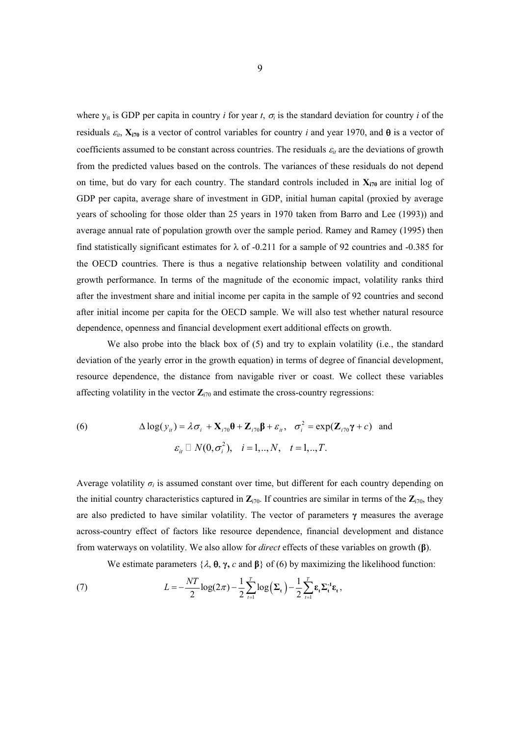where $y_{it}$ is GDP per capita in country $i$ for year $t$, $\sigma_i$ is the standard deviation for country $i$ of the residuals $\varepsilon_{it}$, $\mathbf{X}_{i70}$ is a vector of control variables for country $i$ and year 1970, and $\boldsymbol{\theta}$ is a vector of coefficients assumed to be constant across countries. The residuals $\varepsilon_{it}$ are the deviations of growth from the predicted values based on the controls. The variances of these residuals do not depend on time, but do vary for each country. The standard controls included in $\mathbf{X}_{i70}$ are initial log of GDP per capita, average share of investment in GDP, initial human capital (proxied by average years of schooling for those older than 25 years in 1970 taken from Barro and Lee (1993)) and average annual rate of population growth over the sample period. Ramey and Ramey (1995) then find statistically significant estimates for $\lambda$ of -0.211 for a sample of 92 countries and -0.385 for the OECD countries. There is thus a negative relationship between volatility and conditional growth performance. In terms of the magnitude of the economic impact, volatility ranks third after the investment share and initial income per capita in the sample of 92 countries and second after initial income per capita for the OECD sample. We will also test whether natural resource dependence, openness and financial development exert additional effects on growth.

We also probe into the black box of (5) and try to explain volatility (i.e., the standard deviation of the yearly error in the growth equation) in terms of degree of financial development, resource dependence, the distance from navigable river or coast. We collect these variables affecting volatility in the vector $\mathbf{Z}_{i70}$ and estimate the cross-country regressions:

$$\text{(6)} \qquad \Delta \log(y_{it}) = \lambda \sigma_i + \mathbf{X}_{i70}\boldsymbol{\theta} + \mathbf{Z}_{i70}\boldsymbol{\beta} + \varepsilon_{it}, \quad \sigma_i^2 = \exp(\mathbf{Z}_{i70}\boldsymbol{\gamma} + c) \quad \text{and}$$

$$\varepsilon_{it} \sim N(0, \sigma_i^2), \quad i = 1,..,N, \quad t = 1,..,T.$$

Average volatility $\sigma_i$ is assumed constant over time, but different for each country depending on the initial country characteristics captured in $\mathbf{Z}_{i70}$. If countries are similar in terms of the $\mathbf{Z}_{i70}$, they are also predicted to have similar volatility. The vector of parameters $\boldsymbol{\gamma}$ measures the average across-country effect of factors like resource dependence, financial development and distance from waterways on volatility. We also allow for *direct* effects of these variables on growth (**β**).

We estimate parameters $\{\lambda, \boldsymbol{\theta}, \boldsymbol{\gamma}, c \text{ and } \boldsymbol{\beta}\}$ of (6) by maximizing the likelihood function:

$$\text{(7)} \qquad L = -\frac{NT}{2}\log(2\pi) - \frac{1}{2}\sum_{t=1}^{T}\log\left(\boldsymbol{\Sigma}_{\mathbf{t}}\right) - \frac{1}{2}\sum_{t=1}^{T}\boldsymbol{\varepsilon}_{\mathbf{t}}\boldsymbol{\Sigma}_{\mathbf{t}}^{-1}\boldsymbol{\varepsilon}_{\mathbf{t}},$$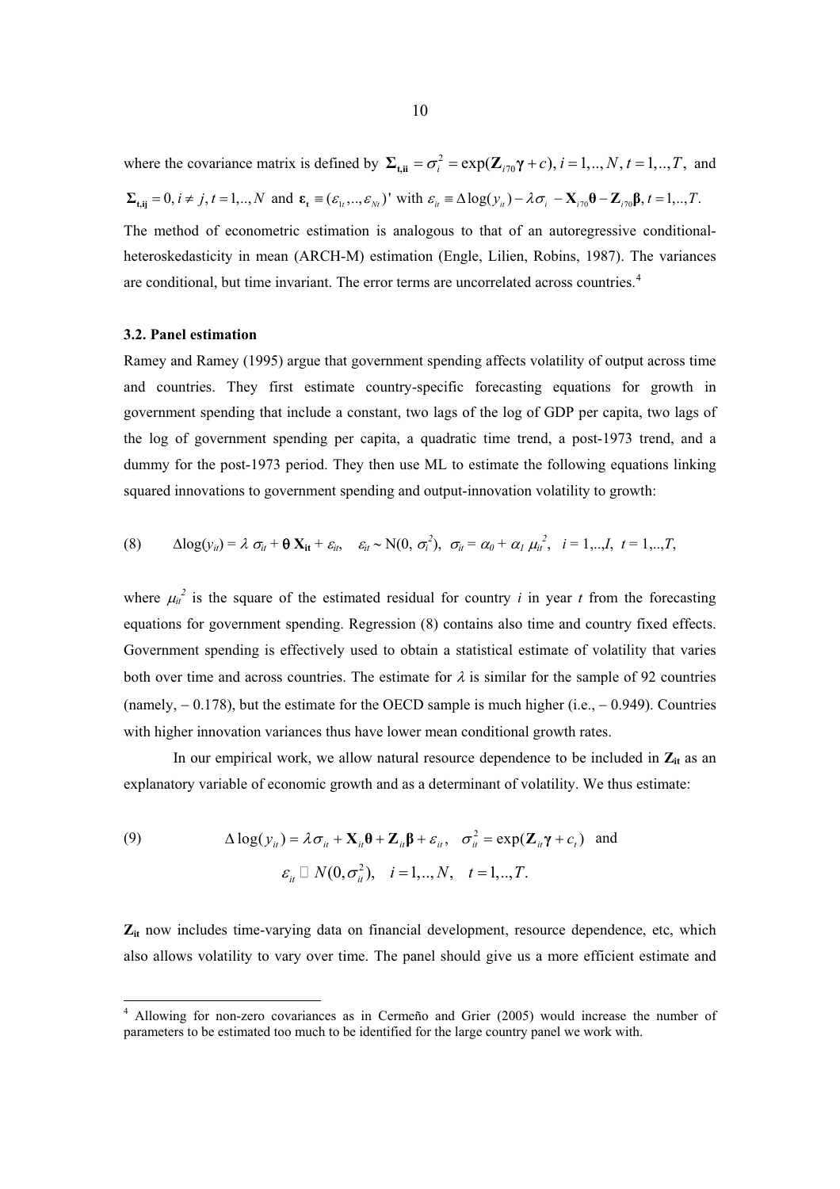where the covariance matrix is defined by $\mathbf{\Sigma_{t,ii}} = \sigma_i^2 = \exp(\mathbf{Z}_{i70}\boldsymbol{\gamma} + c), i = 1,..,N, t = 1,..,T,$ and $\mathbf{\Sigma_{t,ij}} = 0, i \neq j, t = 1,..,N$ and $\boldsymbol{\varepsilon}_\mathbf{t} \equiv (\varepsilon_{1t},..,\varepsilon_{Nt})'$ with $\varepsilon_{it} \equiv \Delta\log(y_{it}) - \lambda\sigma_i - \mathbf{X}_{i70}\boldsymbol{\theta} - \mathbf{Z}_{i70}\boldsymbol{\beta}, t = 1,..,T.$ The method of econometric estimation is analogous to that of an autoregressive conditional-heteroskedasticity in mean (ARCH-M) estimation (Engle, Lilien, Robins, 1987). The variances are conditional, but time invariant. The error terms are uncorrelated across countries.[4]

### 3.2. Panel estimation

Ramey and Ramey (1995) argue that government spending affects volatility of output across time and countries. They first estimate country-specific forecasting equations for growth in government spending that include a constant, two lags of the log of GDP per capita, two lags of the log of government spending per capita, a quadratic time trend, a post-1973 trend, and a dummy for the post-1973 period. They then use ML to estimate the following equations linking squared innovations to government spending and output-innovation volatility to growth:

$$\text{(8)} \qquad \Delta\log(y_{it}) = \lambda\, \sigma_{it} + \boldsymbol{\theta}\, \mathbf{X_{it}} + \varepsilon_{it}, \quad \varepsilon_{it} \sim \text{N}(0, \sigma_i^2), \;\; \sigma_{it} = \alpha_0 + \alpha_1\, \mu_{it}^2, \;\; i = 1,..,I, \;\; t = 1,..,T,$$

where $\mu_{it}^2$ is the square of the estimated residual for country *i* in year *t* from the forecasting equations for government spending. Regression (8) contains also time and country fixed effects. Government spending is effectively used to obtain a statistical estimate of volatility that varies both over time and across countries. The estimate for $\lambda$ is similar for the sample of 92 countries (namely, – 0.178), but the estimate for the OECD sample is much higher (i.e., – 0.949). Countries with higher innovation variances thus have lower mean conditional growth rates.

In our empirical work, we allow natural resource dependence to be included in $\mathbf{Z_{it}}$ as an explanatory variable of economic growth and as a determinant of volatility. We thus estimate:

$$\text{(9)} \qquad \Delta\log(y_{it}) = \lambda\sigma_{it} + \mathbf{X}_{it}\boldsymbol{\theta} + \mathbf{Z}_{it}\boldsymbol{\beta} + \varepsilon_{it}, \quad \sigma_{it}^2 = \exp(\mathbf{Z}_{it}\boldsymbol{\gamma} + c_t) \;\; \text{and}$$
$$\varepsilon_{it} \sim N(0, \sigma_{it}^2), \quad i = 1,..,N, \quad t = 1,..,T.$$

$\mathbf{Z_{it}}$ now includes time-varying data on financial development, resource dependence, etc, which also allows volatility to vary over time. The panel should give us a more efficient estimate and

[4] Allowing for non-zero covariances as in Cermeño and Grier (2005) would increase the number of parameters to be estimated too much to be identified for the large country panel we work with.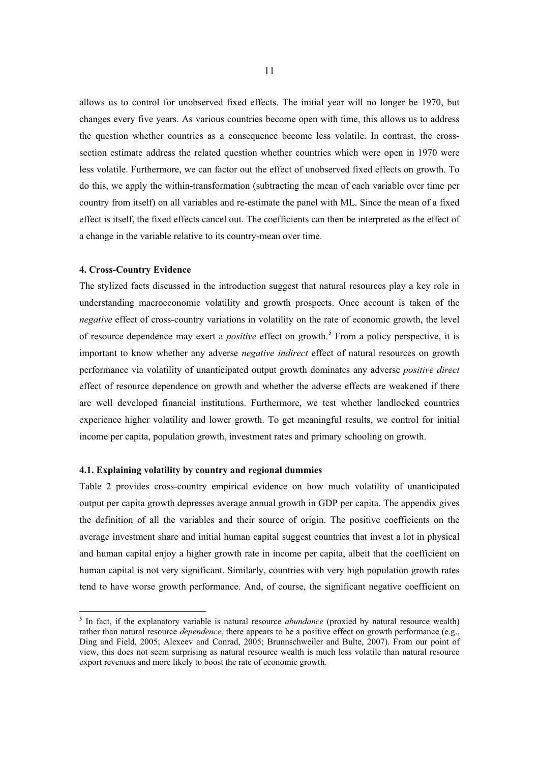allows us to control for unobserved fixed effects. The initial year will no longer be 1970, but changes every five years. As various countries become open with time, this allows us to address the question whether countries as a consequence become less volatile. In contrast, the cross-section estimate address the related question whether countries which were open in 1970 were less volatile. Furthermore, we can factor out the effect of unobserved fixed effects on growth. To do this, we apply the within-transformation (subtracting the mean of each variable over time per country from itself) on all variables and re-estimate the panel with ML. Since the mean of a fixed effect is itself, the fixed effects cancel out. The coefficients can then be interpreted as the effect of a change in the variable relative to its country-mean over time.

## 4. Cross-Country Evidence

The stylized facts discussed in the introduction suggest that natural resources play a key role in understanding macroeconomic volatility and growth prospects. Once account is taken of the *negative* effect of cross-country variations in volatility on the rate of economic growth, the level of resource dependence may exert a *positive* effect on growth.[5] From a policy perspective, it is important to know whether any adverse *negative indirect* effect of natural resources on growth performance via volatility of unanticipated output growth dominates any adverse *positive direct* effect of resource dependence on growth and whether the adverse effects are weakened if there are well developed financial institutions. Furthermore, we test whether landlocked countries experience higher volatility and lower growth. To get meaningful results, we control for initial income per capita, population growth, investment rates and primary schooling on growth.

### 4.1. Explaining volatility by country and regional dummies

Table 2 provides cross-country empirical evidence on how much volatility of unanticipated output per capita growth depresses average annual growth in GDP per capita. The appendix gives the definition of all the variables and their source of origin. The positive coefficients on the average investment share and initial human capital suggest countries that invest a lot in physical and human capital enjoy a higher growth rate in income per capita, albeit that the coefficient on human capital is not very significant. Similarly, countries with very high population growth rates tend to have worse growth performance. And, of course, the significant negative coefficient on

---

[5] In fact, if the explanatory variable is natural resource *abundance* (proxied by natural resource wealth) rather than natural resource *dependence*, there appears to be a positive effect on growth performance (e.g., Ding and Field, 2005; Alexeev and Conrad, 2005; Brunnschweiler and Bulte, 2007). From our point of view, this does not seem surprising as natural resource wealth is much less volatile than natural resource export revenues and more likely to boost the rate of economic growth.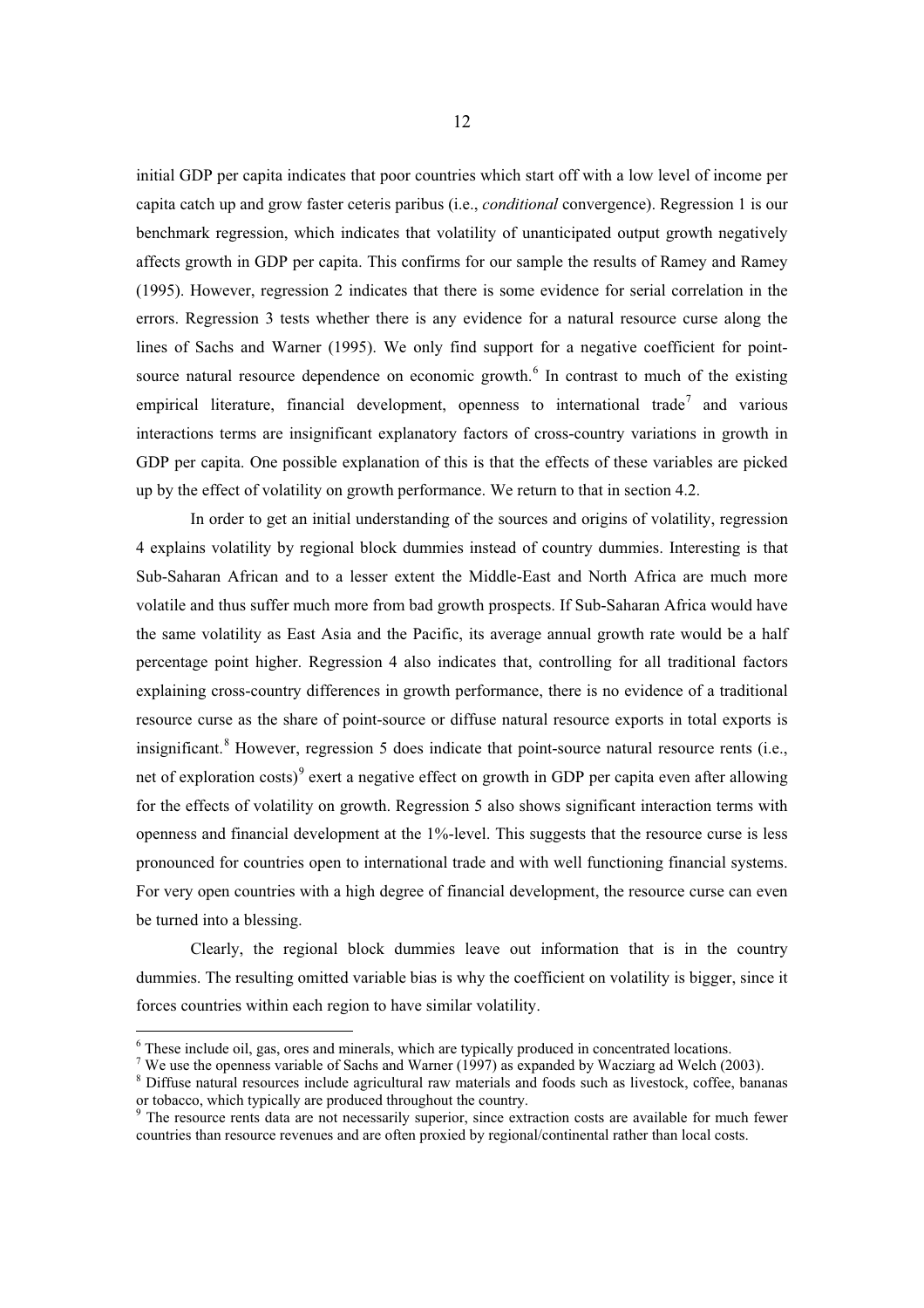initial GDP per capita indicates that poor countries which start off with a low level of income per capita catch up and grow faster ceteris paribus (i.e., *conditional* convergence). Regression 1 is our benchmark regression, which indicates that volatility of unanticipated output growth negatively affects growth in GDP per capita. This confirms for our sample the results of Ramey and Ramey (1995). However, regression 2 indicates that there is some evidence for serial correlation in the errors. Regression 3 tests whether there is any evidence for a natural resource curse along the lines of Sachs and Warner (1995). We only find support for a negative coefficient for point-source natural resource dependence on economic growth.[6] In contrast to much of the existing empirical literature, financial development, openness to international trade[7] and various interactions terms are insignificant explanatory factors of cross-country variations in growth in GDP per capita. One possible explanation of this is that the effects of these variables are picked up by the effect of volatility on growth performance. We return to that in section 4.2.

In order to get an initial understanding of the sources and origins of volatility, regression 4 explains volatility by regional block dummies instead of country dummies. Interesting is that Sub-Saharan African and to a lesser extent the Middle-East and North Africa are much more volatile and thus suffer much more from bad growth prospects. If Sub-Saharan Africa would have the same volatility as East Asia and the Pacific, its average annual growth rate would be a half percentage point higher. Regression 4 also indicates that, controlling for all traditional factors explaining cross-country differences in growth performance, there is no evidence of a traditional resource curse as the share of point-source or diffuse natural resource exports in total exports is insignificant.[8] However, regression 5 does indicate that point-source natural resource rents (i.e., net of exploration costs)[9] exert a negative effect on growth in GDP per capita even after allowing for the effects of volatility on growth. Regression 5 also shows significant interaction terms with openness and financial development at the 1%-level. This suggests that the resource curse is less pronounced for countries open to international trade and with well functioning financial systems. For very open countries with a high degree of financial development, the resource curse can even be turned into a blessing.

Clearly, the regional block dummies leave out information that is in the country dummies. The resulting omitted variable bias is why the coefficient on volatility is bigger, since it forces countries within each region to have similar volatility.

---

[6] These include oil, gas, ores and minerals, which are typically produced in concentrated locations.

[7] We use the openness variable of Sachs and Warner (1997) as expanded by Wacziarg ad Welch (2003).

[8] Diffuse natural resources include agricultural raw materials and foods such as livestock, coffee, bananas or tobacco, which typically are produced throughout the country.

[9] The resource rents data are not necessarily superior, since extraction costs are available for much fewer countries than resource revenues and are often proxied by regional/continental rather than local costs.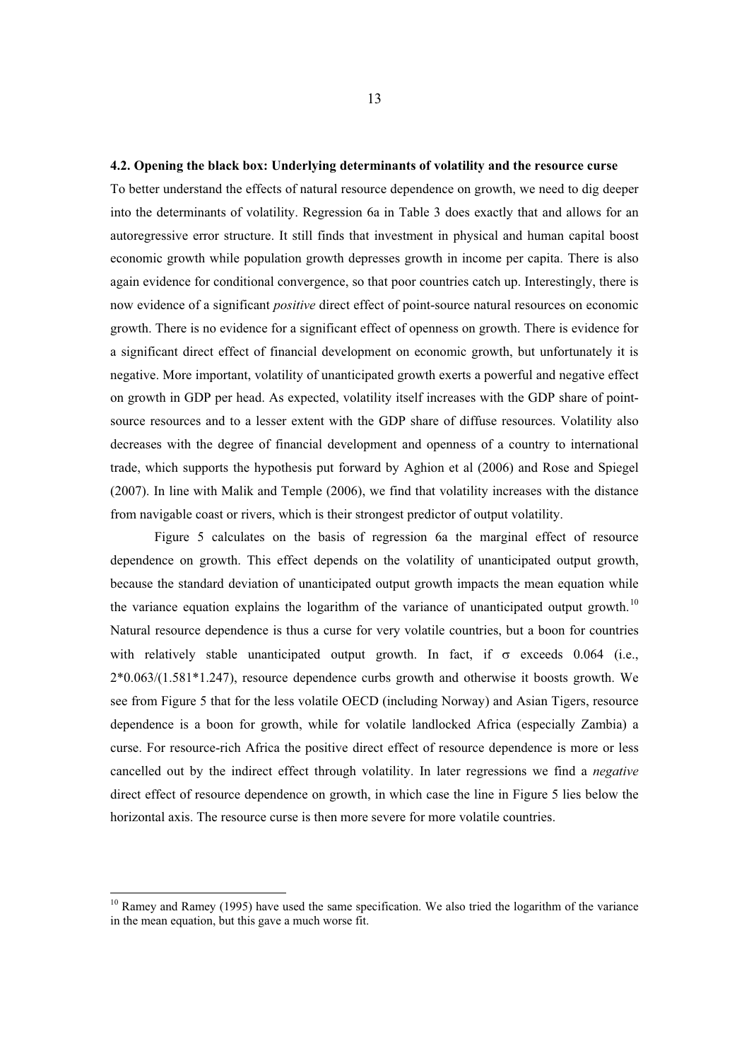### 4.2. Opening the black box: Underlying determinants of volatility and the resource curse

To better understand the effects of natural resource dependence on growth, we need to dig deeper into the determinants of volatility. Regression 6a in Table 3 does exactly that and allows for an autoregressive error structure. It still finds that investment in physical and human capital boost economic growth while population growth depresses growth in income per capita. There is also again evidence for conditional convergence, so that poor countries catch up. Interestingly, there is now evidence of a significant *positive* direct effect of point-source natural resources on economic growth. There is no evidence for a significant effect of openness on growth. There is evidence for a significant direct effect of financial development on economic growth, but unfortunately it is negative. More important, volatility of unanticipated growth exerts a powerful and negative effect on growth in GDP per head. As expected, volatility itself increases with the GDP share of point-source resources and to a lesser extent with the GDP share of diffuse resources. Volatility also decreases with the degree of financial development and openness of a country to international trade, which supports the hypothesis put forward by Aghion et al (2006) and Rose and Spiegel (2007). In line with Malik and Temple (2006), we find that volatility increases with the distance from navigable coast or rivers, which is their strongest predictor of output volatility.

Figure 5 calculates on the basis of regression 6a the marginal effect of resource dependence on growth. This effect depends on the volatility of unanticipated output growth, because the standard deviation of unanticipated output growth impacts the mean equation while the variance equation explains the logarithm of the variance of unanticipated output growth.[10] Natural resource dependence is thus a curse for very volatile countries, but a boon for countries with relatively stable unanticipated output growth. In fact, if $\sigma$ exceeds 0.064 (i.e., $2*0.063/(1.581*1.247)$), resource dependence curbs growth and otherwise it boosts growth. We see from Figure 5 that for the less volatile OECD (including Norway) and Asian Tigers, resource dependence is a boon for growth, while for volatile landlocked Africa (especially Zambia) a curse. For resource-rich Africa the positive direct effect of resource dependence is more or less cancelled out by the indirect effect through volatility. In later regressions we find a *negative* direct effect of resource dependence on growth, in which case the line in Figure 5 lies below the horizontal axis. The resource curse is then more severe for more volatile countries.

---

[10] Ramey and Ramey (1995) have used the same specification. We also tried the logarithm of the variance in the mean equation, but this gave a much worse fit.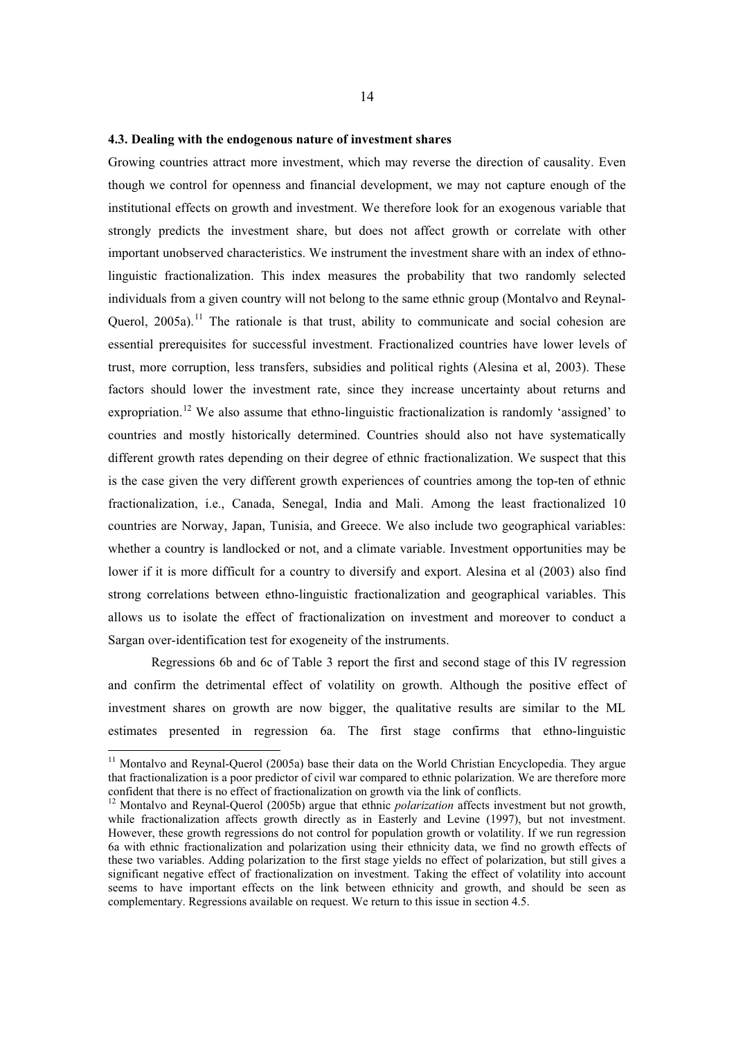### 4.3. Dealing with the endogenous nature of investment shares

Growing countries attract more investment, which may reverse the direction of causality. Even though we control for openness and financial development, we may not capture enough of the institutional effects on growth and investment. We therefore look for an exogenous variable that strongly predicts the investment share, but does not affect growth or correlate with other important unobserved characteristics. We instrument the investment share with an index of ethno-linguistic fractionalization. This index measures the probability that two randomly selected individuals from a given country will not belong to the same ethnic group (Montalvo and Reynal-Querol, 2005a).[11] The rationale is that trust, ability to communicate and social cohesion are essential prerequisites for successful investment. Fractionalized countries have lower levels of trust, more corruption, less transfers, subsidies and political rights (Alesina et al, 2003). These factors should lower the investment rate, since they increase uncertainty about returns and expropriation.[12] We also assume that ethno-linguistic fractionalization is randomly 'assigned' to countries and mostly historically determined. Countries should also not have systematically different growth rates depending on their degree of ethnic fractionalization. We suspect that this is the case given the very different growth experiences of countries among the top-ten of ethnic fractionalization, i.e., Canada, Senegal, India and Mali. Among the least fractionalized 10 countries are Norway, Japan, Tunisia, and Greece. We also include two geographical variables: whether a country is landlocked or not, and a climate variable. Investment opportunities may be lower if it is more difficult for a country to diversify and export. Alesina et al (2003) also find strong correlations between ethno-linguistic fractionalization and geographical variables. This allows us to isolate the effect of fractionalization on investment and moreover to conduct a Sargan over-identification test for exogeneity of the instruments.

Regressions 6b and 6c of Table 3 report the first and second stage of this IV regression and confirm the detrimental effect of volatility on growth. Although the positive effect of investment shares on growth are now bigger, the qualitative results are similar to the ML estimates presented in regression 6a. The first stage confirms that ethno-linguistic

---

[11] Montalvo and Reynal-Querol (2005a) base their data on the World Christian Encyclopedia. They argue that fractionalization is a poor predictor of civil war compared to ethnic polarization. We are therefore more confident that there is no effect of fractionalization on growth via the link of conflicts.

[12] Montalvo and Reynal-Querol (2005b) argue that ethnic *polarization* affects investment but not growth, while fractionalization affects growth directly as in Easterly and Levine (1997), but not investment. However, these growth regressions do not control for population growth or volatility. If we run regression 6a with ethnic fractionalization and polarization using their ethnicity data, we find no growth effects of these two variables. Adding polarization to the first stage yields no effect of polarization, but still gives a significant negative effect of fractionalization on investment. Taking the effect of volatility into account seems to have important effects on the link between ethnicity and growth, and should be seen as complementary. Regressions available on request. We return to this issue in section 4.5.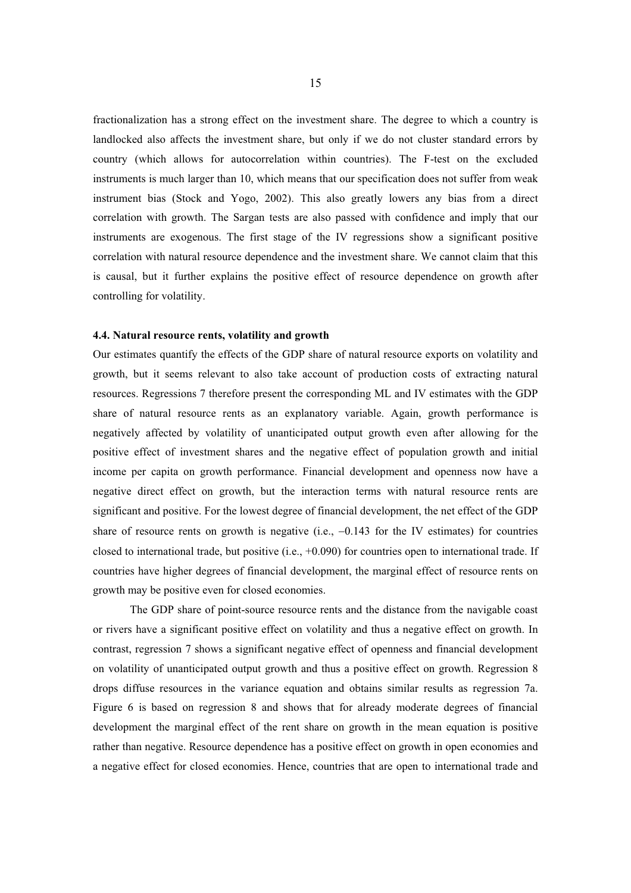fractionalization has a strong effect on the investment share. The degree to which a country is landlocked also affects the investment share, but only if we do not cluster standard errors by country (which allows for autocorrelation within countries). The F-test on the excluded instruments is much larger than 10, which means that our specification does not suffer from weak instrument bias (Stock and Yogo, 2002). This also greatly lowers any bias from a direct correlation with growth. The Sargan tests are also passed with confidence and imply that our instruments are exogenous. The first stage of the IV regressions show a significant positive correlation with natural resource dependence and the investment share. We cannot claim that this is causal, but it further explains the positive effect of resource dependence on growth after controlling for volatility.

### 4.4. Natural resource rents, volatility and growth

Our estimates quantify the effects of the GDP share of natural resource exports on volatility and growth, but it seems relevant to also take account of production costs of extracting natural resources. Regressions 7 therefore present the corresponding ML and IV estimates with the GDP share of natural resource rents as an explanatory variable. Again, growth performance is negatively affected by volatility of unanticipated output growth even after allowing for the positive effect of investment shares and the negative effect of population growth and initial income per capita on growth performance. Financial development and openness now have a negative direct effect on growth, but the interaction terms with natural resource rents are significant and positive. For the lowest degree of financial development, the net effect of the GDP share of resource rents on growth is negative (i.e., –0.143 for the IV estimates) for countries closed to international trade, but positive (i.e., +0.090) for countries open to international trade. If countries have higher degrees of financial development, the marginal effect of resource rents on growth may be positive even for closed economies.

The GDP share of point-source resource rents and the distance from the navigable coast or rivers have a significant positive effect on volatility and thus a negative effect on growth. In contrast, regression 7 shows a significant negative effect of openness and financial development on volatility of unanticipated output growth and thus a positive effect on growth. Regression 8 drops diffuse resources in the variance equation and obtains similar results as regression 7a. Figure 6 is based on regression 8 and shows that for already moderate degrees of financial development the marginal effect of the rent share on growth in the mean equation is positive rather than negative. Resource dependence has a positive effect on growth in open economies and a negative effect for closed economies. Hence, countries that are open to international trade and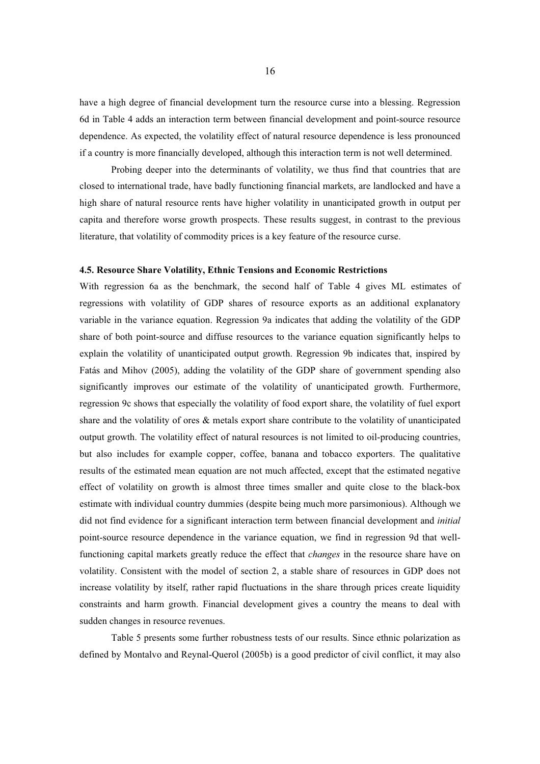have a high degree of financial development turn the resource curse into a blessing. Regression 6d in Table 4 adds an interaction term between financial development and point-source resource dependence. As expected, the volatility effect of natural resource dependence is less pronounced if a country is more financially developed, although this interaction term is not well determined.

Probing deeper into the determinants of volatility, we thus find that countries that are closed to international trade, have badly functioning financial markets, are landlocked and have a high share of natural resource rents have higher volatility in unanticipated growth in output per capita and therefore worse growth prospects. These results suggest, in contrast to the previous literature, that volatility of commodity prices is a key feature of the resource curse.

### 4.5. Resource Share Volatility, Ethnic Tensions and Economic Restrictions

With regression 6a as the benchmark, the second half of Table 4 gives ML estimates of regressions with volatility of GDP shares of resource exports as an additional explanatory variable in the variance equation. Regression 9a indicates that adding the volatility of the GDP share of both point-source and diffuse resources to the variance equation significantly helps to explain the volatility of unanticipated output growth. Regression 9b indicates that, inspired by Fatás and Mihov (2005), adding the volatility of the GDP share of government spending also significantly improves our estimate of the volatility of unanticipated growth. Furthermore, regression 9c shows that especially the volatility of food export share, the volatility of fuel export share and the volatility of ores & metals export share contribute to the volatility of unanticipated output growth. The volatility effect of natural resources is not limited to oil-producing countries, but also includes for example copper, coffee, banana and tobacco exporters. The qualitative results of the estimated mean equation are not much affected, except that the estimated negative effect of volatility on growth is almost three times smaller and quite close to the black-box estimate with individual country dummies (despite being much more parsimonious). Although we did not find evidence for a significant interaction term between financial development and *initial* point-source resource dependence in the variance equation, we find in regression 9d that well-functioning capital markets greatly reduce the effect that *changes* in the resource share have on volatility. Consistent with the model of section 2, a stable share of resources in GDP does not increase volatility by itself, rather rapid fluctuations in the share through prices create liquidity constraints and harm growth. Financial development gives a country the means to deal with sudden changes in resource revenues.

Table 5 presents some further robustness tests of our results. Since ethnic polarization as defined by Montalvo and Reynal-Querol (2005b) is a good predictor of civil conflict, it may also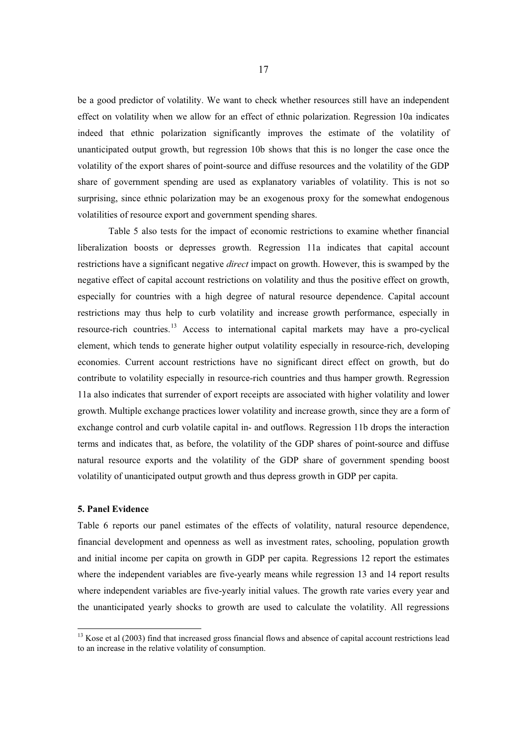be a good predictor of volatility. We want to check whether resources still have an independent effect on volatility when we allow for an effect of ethnic polarization. Regression 10a indicates indeed that ethnic polarization significantly improves the estimate of the volatility of unanticipated output growth, but regression 10b shows that this is no longer the case once the volatility of the export shares of point-source and diffuse resources and the volatility of the GDP share of government spending are used as explanatory variables of volatility. This is not so surprising, since ethnic polarization may be an exogenous proxy for the somewhat endogenous volatilities of resource export and government spending shares.

Table 5 also tests for the impact of economic restrictions to examine whether financial liberalization boosts or depresses growth. Regression 11a indicates that capital account restrictions have a significant negative *direct* impact on growth. However, this is swamped by the negative effect of capital account restrictions on volatility and thus the positive effect on growth, especially for countries with a high degree of natural resource dependence. Capital account restrictions may thus help to curb volatility and increase growth performance, especially in resource-rich countries.[13] Access to international capital markets may have a pro-cyclical element, which tends to generate higher output volatility especially in resource-rich, developing economies. Current account restrictions have no significant direct effect on growth, but do contribute to volatility especially in resource-rich countries and thus hamper growth. Regression 11a also indicates that surrender of export receipts are associated with higher volatility and lower growth. Multiple exchange practices lower volatility and increase growth, since they are a form of exchange control and curb volatile capital in- and outflows. Regression 11b drops the interaction terms and indicates that, as before, the volatility of the GDP shares of point-source and diffuse natural resource exports and the volatility of the GDP share of government spending boost volatility of unanticipated output growth and thus depress growth in GDP per capita.

## 5. Panel Evidence

Table 6 reports our panel estimates of the effects of volatility, natural resource dependence, financial development and openness as well as investment rates, schooling, population growth and initial income per capita on growth in GDP per capita. Regressions 12 report the estimates where the independent variables are five-yearly means while regression 13 and 14 report results where independent variables are five-yearly initial values. The growth rate varies every year and the unanticipated yearly shocks to growth are used to calculate the volatility. All regressions

[13] Kose et al (2003) find that increased gross financial flows and absence of capital account restrictions lead to an increase in the relative volatility of consumption.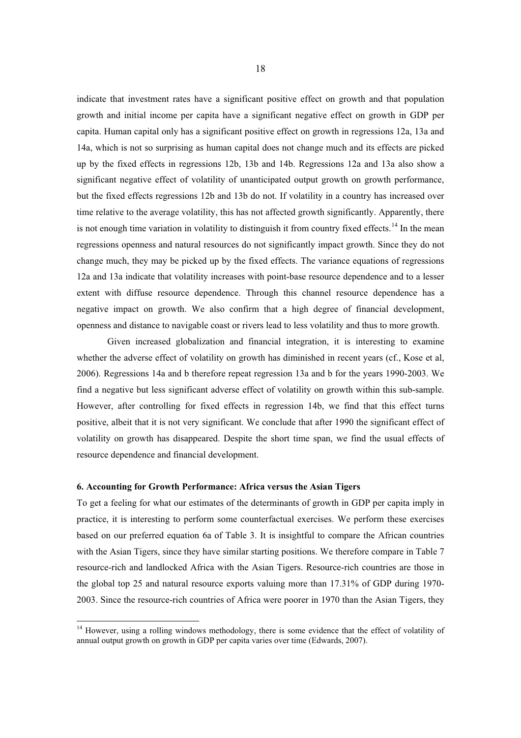indicate that investment rates have a significant positive effect on growth and that population growth and initial income per capita have a significant negative effect on growth in GDP per capita. Human capital only has a significant positive effect on growth in regressions 12a, 13a and 14a, which is not so surprising as human capital does not change much and its effects are picked up by the fixed effects in regressions 12b, 13b and 14b. Regressions 12a and 13a also show a significant negative effect of volatility of unanticipated output growth on growth performance, but the fixed effects regressions 12b and 13b do not. If volatility in a country has increased over time relative to the average volatility, this has not affected growth significantly. Apparently, there is not enough time variation in volatility to distinguish it from country fixed effects.[14] In the mean regressions openness and natural resources do not significantly impact growth. Since they do not change much, they may be picked up by the fixed effects. The variance equations of regressions 12a and 13a indicate that volatility increases with point-base resource dependence and to a lesser extent with diffuse resource dependence. Through this channel resource dependence has a negative impact on growth. We also confirm that a high degree of financial development, openness and distance to navigable coast or rivers lead to less volatility and thus to more growth.

Given increased globalization and financial integration, it is interesting to examine whether the adverse effect of volatility on growth has diminished in recent years (cf., Kose et al, 2006). Regressions 14a and b therefore repeat regression 13a and b for the years 1990-2003. We find a negative but less significant adverse effect of volatility on growth within this sub-sample. However, after controlling for fixed effects in regression 14b, we find that this effect turns positive, albeit that it is not very significant. We conclude that after 1990 the significant effect of volatility on growth has disappeared. Despite the short time span, we find the usual effects of resource dependence and financial development.

### 6. Accounting for Growth Performance: Africa versus the Asian Tigers

To get a feeling for what our estimates of the determinants of growth in GDP per capita imply in practice, it is interesting to perform some counterfactual exercises. We perform these exercises based on our preferred equation 6a of Table 3. It is insightful to compare the African countries with the Asian Tigers, since they have similar starting positions. We therefore compare in Table 7 resource-rich and landlocked Africa with the Asian Tigers. Resource-rich countries are those in the global top 25 and natural resource exports valuing more than 17.31% of GDP during 1970-2003. Since the resource-rich countries of Africa were poorer in 1970 than the Asian Tigers, they

[14] However, using a rolling windows methodology, there is some evidence that the effect of volatility of annual output growth on growth in GDP per capita varies over time (Edwards, 2007).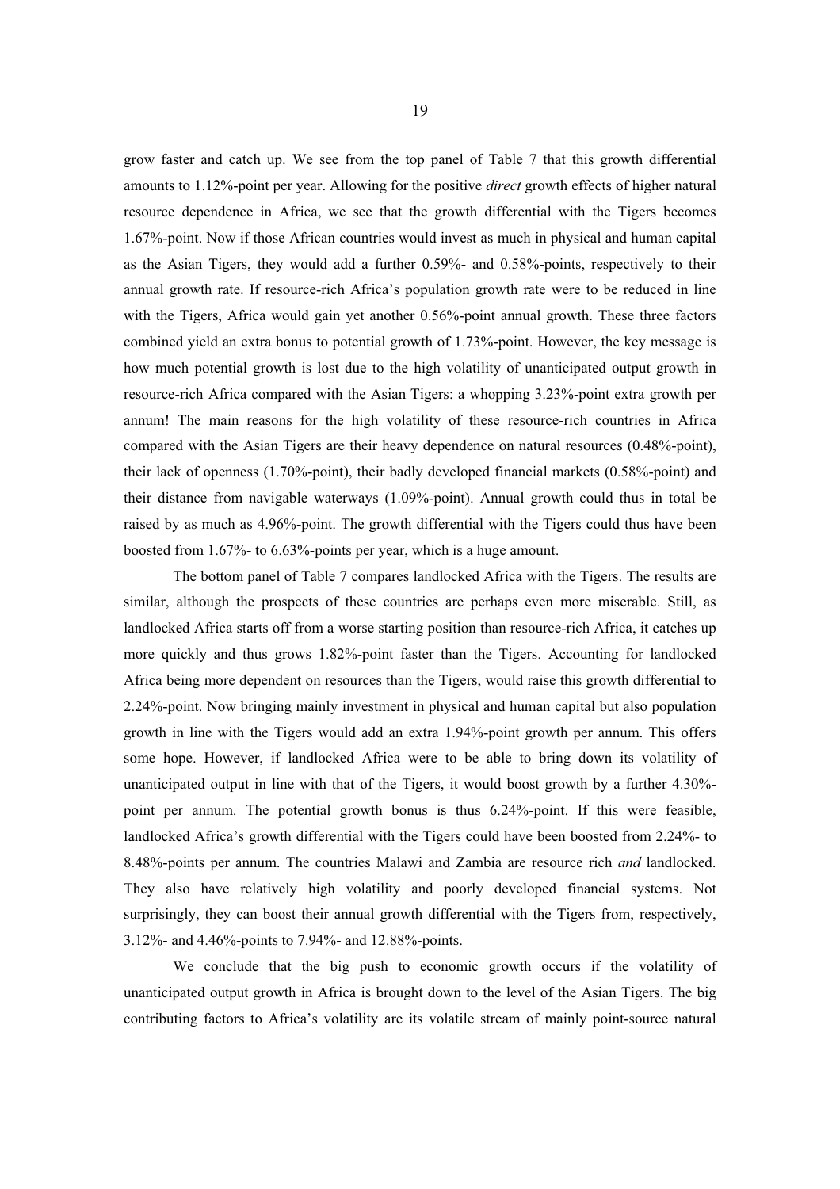grow faster and catch up. We see from the top panel of Table 7 that this growth differential amounts to 1.12%-point per year. Allowing for the positive *direct* growth effects of higher natural resource dependence in Africa, we see that the growth differential with the Tigers becomes 1.67%-point. Now if those African countries would invest as much in physical and human capital as the Asian Tigers, they would add a further 0.59%- and 0.58%-points, respectively to their annual growth rate. If resource-rich Africa's population growth rate were to be reduced in line with the Tigers, Africa would gain yet another 0.56%-point annual growth. These three factors combined yield an extra bonus to potential growth of 1.73%-point. However, the key message is how much potential growth is lost due to the high volatility of unanticipated output growth in resource-rich Africa compared with the Asian Tigers: a whopping 3.23%-point extra growth per annum! The main reasons for the high volatility of these resource-rich countries in Africa compared with the Asian Tigers are their heavy dependence on natural resources (0.48%-point), their lack of openness (1.70%-point), their badly developed financial markets (0.58%-point) and their distance from navigable waterways (1.09%-point). Annual growth could thus in total be raised by as much as 4.96%-point. The growth differential with the Tigers could thus have been boosted from 1.67%- to 6.63%-points per year, which is a huge amount.

The bottom panel of Table 7 compares landlocked Africa with the Tigers. The results are similar, although the prospects of these countries are perhaps even more miserable. Still, as landlocked Africa starts off from a worse starting position than resource-rich Africa, it catches up more quickly and thus grows 1.82%-point faster than the Tigers. Accounting for landlocked Africa being more dependent on resources than the Tigers, would raise this growth differential to 2.24%-point. Now bringing mainly investment in physical and human capital but also population growth in line with the Tigers would add an extra 1.94%-point growth per annum. This offers some hope. However, if landlocked Africa were to be able to bring down its volatility of unanticipated output in line with that of the Tigers, it would boost growth by a further 4.30%-point per annum. The potential growth bonus is thus 6.24%-point. If this were feasible, landlocked Africa's growth differential with the Tigers could have been boosted from 2.24%- to 8.48%-points per annum. The countries Malawi and Zambia are resource rich *and* landlocked. They also have relatively high volatility and poorly developed financial systems. Not surprisingly, they can boost their annual growth differential with the Tigers from, respectively, 3.12%- and 4.46%-points to 7.94%- and 12.88%-points.

We conclude that the big push to economic growth occurs if the volatility of unanticipated output growth in Africa is brought down to the level of the Asian Tigers. The big contributing factors to Africa's volatility are its volatile stream of mainly point-source natural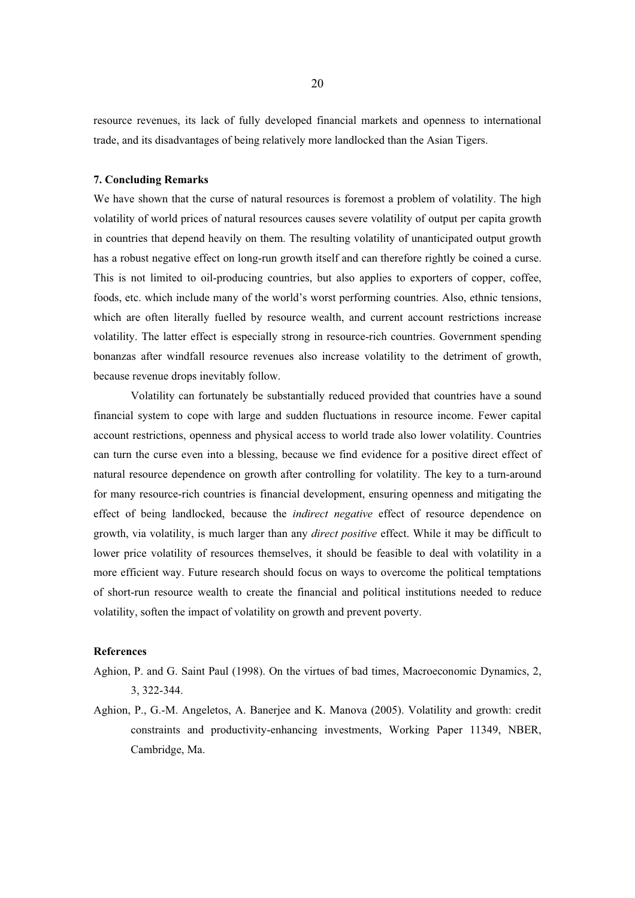resource revenues, its lack of fully developed financial markets and openness to international trade, and its disadvantages of being relatively more landlocked than the Asian Tigers.

## 7. Concluding Remarks

We have shown that the curse of natural resources is foremost a problem of volatility. The high volatility of world prices of natural resources causes severe volatility of output per capita growth in countries that depend heavily on them. The resulting volatility of unanticipated output growth has a robust negative effect on long-run growth itself and can therefore rightly be coined a curse. This is not limited to oil-producing countries, but also applies to exporters of copper, coffee, foods, etc. which include many of the world's worst performing countries. Also, ethnic tensions, which are often literally fuelled by resource wealth, and current account restrictions increase volatility. The latter effect is especially strong in resource-rich countries. Government spending bonanzas after windfall resource revenues also increase volatility to the detriment of growth, because revenue drops inevitably follow.

Volatility can fortunately be substantially reduced provided that countries have a sound financial system to cope with large and sudden fluctuations in resource income. Fewer capital account restrictions, openness and physical access to world trade also lower volatility. Countries can turn the curse even into a blessing, because we find evidence for a positive direct effect of natural resource dependence on growth after controlling for volatility. The key to a turn-around for many resource-rich countries is financial development, ensuring openness and mitigating the effect of being landlocked, because the *indirect negative* effect of resource dependence on growth, via volatility, is much larger than any *direct positive* effect. While it may be difficult to lower price volatility of resources themselves, it should be feasible to deal with volatility in a more efficient way. Future research should focus on ways to overcome the political temptations of short-run resource wealth to create the financial and political institutions needed to reduce volatility, soften the impact of volatility on growth and prevent poverty.

## References

Aghion, P. and G. Saint Paul (1998). On the virtues of bad times, Macroeconomic Dynamics, 2, 3, 322-344.

Aghion, P., G.-M. Angeletos, A. Banerjee and K. Manova (2005). Volatility and growth: credit constraints and productivity-enhancing investments, Working Paper 11349, NBER, Cambridge, Ma.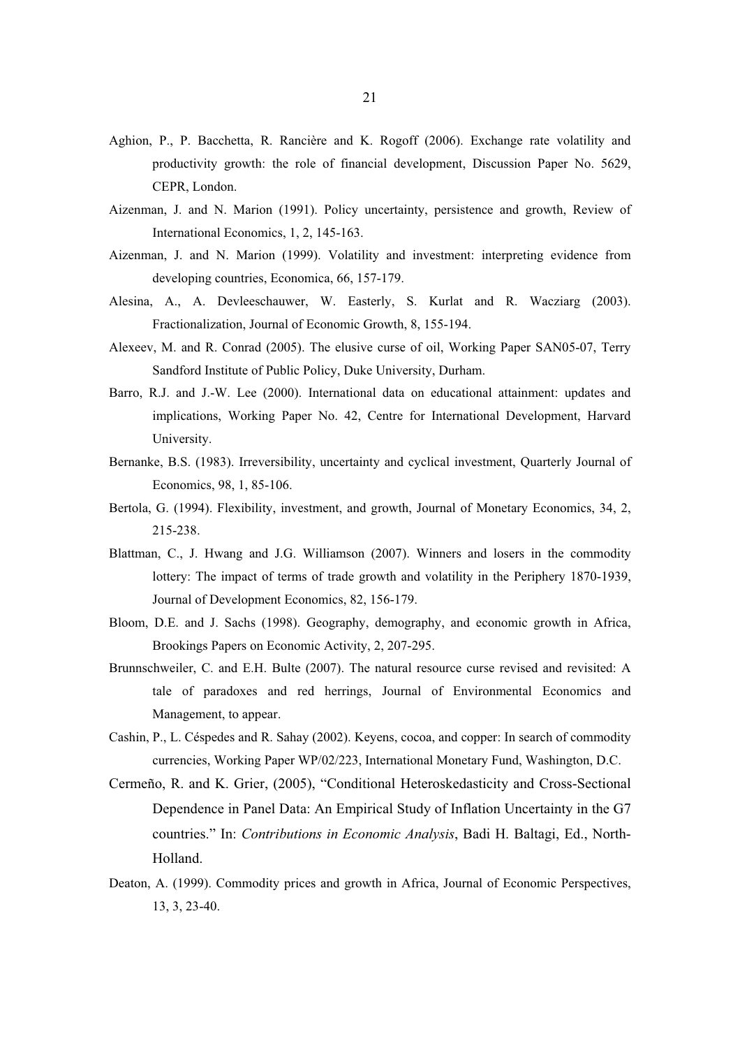Aghion, P., P. Bacchetta, R. Rancière and K. Rogoff (2006). Exchange rate volatility and productivity growth: the role of financial development, Discussion Paper No. 5629, CEPR, London.

Aizenman, J. and N. Marion (1991). Policy uncertainty, persistence and growth, Review of International Economics, 1, 2, 145-163.

Aizenman, J. and N. Marion (1999). Volatility and investment: interpreting evidence from developing countries, Economica, 66, 157-179.

Alesina, A., A. Devleeschauwer, W. Easterly, S. Kurlat and R. Wacziarg (2003). Fractionalization, Journal of Economic Growth, 8, 155-194.

Alexeev, M. and R. Conrad (2005). The elusive curse of oil, Working Paper SAN05-07, Terry Sandford Institute of Public Policy, Duke University, Durham.

Barro, R.J. and J.-W. Lee (2000). International data on educational attainment: updates and implications, Working Paper No. 42, Centre for International Development, Harvard University.

Bernanke, B.S. (1983). Irreversibility, uncertainty and cyclical investment, Quarterly Journal of Economics, 98, 1, 85-106.

Bertola, G. (1994). Flexibility, investment, and growth, Journal of Monetary Economics, 34, 2, 215-238.

Blattman, C., J. Hwang and J.G. Williamson (2007). Winners and losers in the commodity lottery: The impact of terms of trade growth and volatility in the Periphery 1870-1939, Journal of Development Economics, 82, 156-179.

Bloom, D.E. and J. Sachs (1998). Geography, demography, and economic growth in Africa, Brookings Papers on Economic Activity, 2, 207-295.

Brunnschweiler, C. and E.H. Bulte (2007). The natural resource curse revised and revisited: A tale of paradoxes and red herrings, Journal of Environmental Economics and Management, to appear.

Cashin, P., L. Céspedes and R. Sahay (2002). Keyens, cocoa, and copper: In search of commodity currencies, Working Paper WP/02/223, International Monetary Fund, Washington, D.C.

Cermeño, R. and K. Grier, (2005), "Conditional Heteroskedasticity and Cross-Sectional Dependence in Panel Data: An Empirical Study of Inflation Uncertainty in the G7 countries." In: *Contributions in Economic Analysis*, Badi H. Baltagi, Ed., North-Holland.

Deaton, A. (1999). Commodity prices and growth in Africa, Journal of Economic Perspectives, 13, 3, 23-40.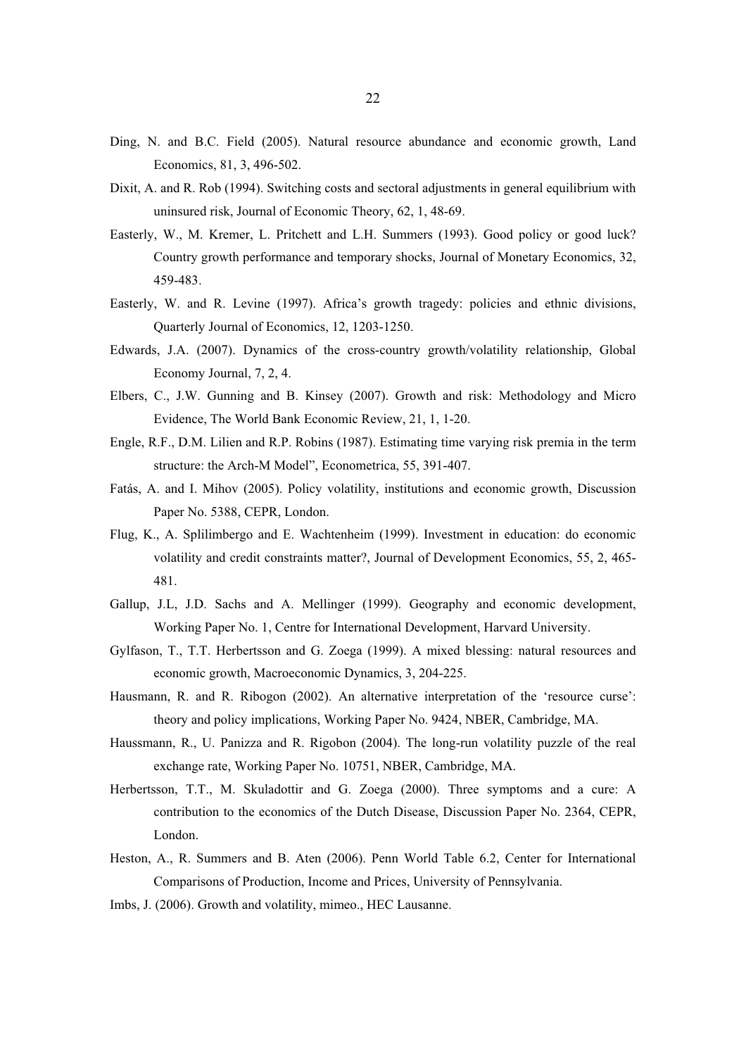Ding, N. and B.C. Field (2005). Natural resource abundance and economic growth, Land Economics, 81, 3, 496-502.

Dixit, A. and R. Rob (1994). Switching costs and sectoral adjustments in general equilibrium with uninsured risk, Journal of Economic Theory, 62, 1, 48-69.

Easterly, W., M. Kremer, L. Pritchett and L.H. Summers (1993). Good policy or good luck? Country growth performance and temporary shocks, Journal of Monetary Economics, 32, 459-483.

Easterly, W. and R. Levine (1997). Africa's growth tragedy: policies and ethnic divisions, Quarterly Journal of Economics, 12, 1203-1250.

Edwards, J.A. (2007). Dynamics of the cross-country growth/volatility relationship, Global Economy Journal, 7, 2, 4.

Elbers, C., J.W. Gunning and B. Kinsey (2007). Growth and risk: Methodology and Micro Evidence, The World Bank Economic Review, 21, 1, 1-20.

Engle, R.F., D.M. Lilien and R.P. Robins (1987). Estimating time varying risk premia in the term structure: the Arch-M Model", Econometrica, 55, 391-407.

Fatás, A. and I. Mihov (2005). Policy volatility, institutions and economic growth, Discussion Paper No. 5388, CEPR, London.

Flug, K., A. Splilimbergo and E. Wachtenheim (1999). Investment in education: do economic volatility and credit constraints matter?, Journal of Development Economics, 55, 2, 465-481.

Gallup, J.L, J.D. Sachs and A. Mellinger (1999). Geography and economic development, Working Paper No. 1, Centre for International Development, Harvard University.

Gylfason, T., T.T. Herbertsson and G. Zoega (1999). A mixed blessing: natural resources and economic growth, Macroeconomic Dynamics, 3, 204-225.

Hausmann, R. and R. Ribogon (2002). An alternative interpretation of the 'resource curse': theory and policy implications, Working Paper No. 9424, NBER, Cambridge, MA.

Haussmann, R., U. Panizza and R. Rigobon (2004). The long-run volatility puzzle of the real exchange rate, Working Paper No. 10751, NBER, Cambridge, MA.

Herbertsson, T.T., M. Skuladottir and G. Zoega (2000). Three symptoms and a cure: A contribution to the economics of the Dutch Disease, Discussion Paper No. 2364, CEPR, London.

Heston, A., R. Summers and B. Aten (2006). Penn World Table 6.2, Center for International Comparisons of Production, Income and Prices, University of Pennsylvania.

Imbs, J. (2006). Growth and volatility, mimeo., HEC Lausanne.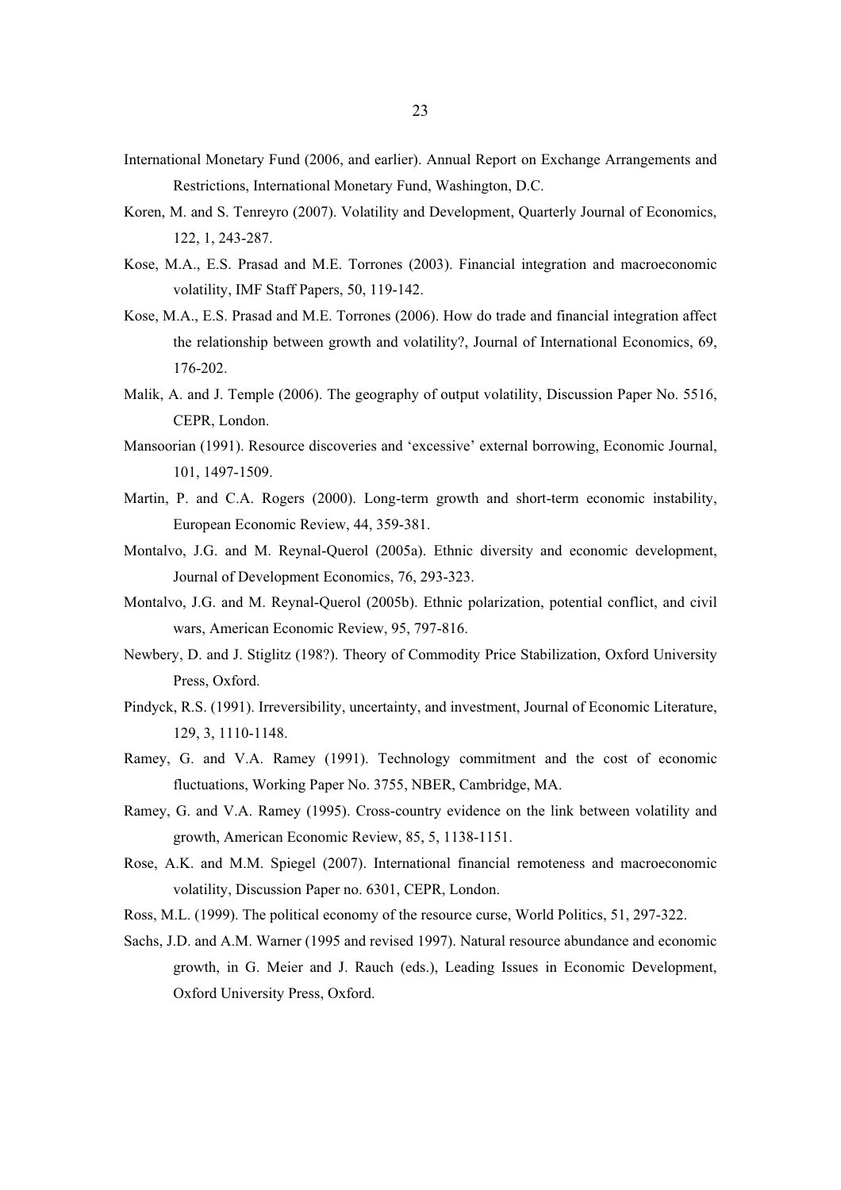International Monetary Fund (2006, and earlier). Annual Report on Exchange Arrangements and Restrictions, International Monetary Fund, Washington, D.C.

Koren, M. and S. Tenreyro (2007). Volatility and Development, Quarterly Journal of Economics, 122, 1, 243-287.

Kose, M.A., E.S. Prasad and M.E. Torrones (2003). Financial integration and macroeconomic volatility, IMF Staff Papers, 50, 119-142.

Kose, M.A., E.S. Prasad and M.E. Torrones (2006). How do trade and financial integration affect the relationship between growth and volatility?, Journal of International Economics, 69, 176-202.

Malik, A. and J. Temple (2006). The geography of output volatility, Discussion Paper No. 5516, CEPR, London.

Mansoorian (1991). Resource discoveries and 'excessive' external borrowing, Economic Journal, 101, 1497-1509.

Martin, P. and C.A. Rogers (2000). Long-term growth and short-term economic instability, European Economic Review, 44, 359-381.

Montalvo, J.G. and M. Reynal-Querol (2005a). Ethnic diversity and economic development, Journal of Development Economics, 76, 293-323.

Montalvo, J.G. and M. Reynal-Querol (2005b). Ethnic polarization, potential conflict, and civil wars, American Economic Review, 95, 797-816.

Newbery, D. and J. Stiglitz (198?). Theory of Commodity Price Stabilization, Oxford University Press, Oxford.

Pindyck, R.S. (1991). Irreversibility, uncertainty, and investment, Journal of Economic Literature, 129, 3, 1110-1148.

Ramey, G. and V.A. Ramey (1991). Technology commitment and the cost of economic fluctuations, Working Paper No. 3755, NBER, Cambridge, MA.

Ramey, G. and V.A. Ramey (1995). Cross-country evidence on the link between volatility and growth, American Economic Review, 85, 5, 1138-1151.

Rose, A.K. and M.M. Spiegel (2007). International financial remoteness and macroeconomic volatility, Discussion Paper no. 6301, CEPR, London.

Ross, M.L. (1999). The political economy of the resource curse, World Politics, 51, 297-322.

Sachs, J.D. and A.M. Warner (1995 and revised 1997). Natural resource abundance and economic growth, in G. Meier and J. Rauch (eds.), Leading Issues in Economic Development, Oxford University Press, Oxford.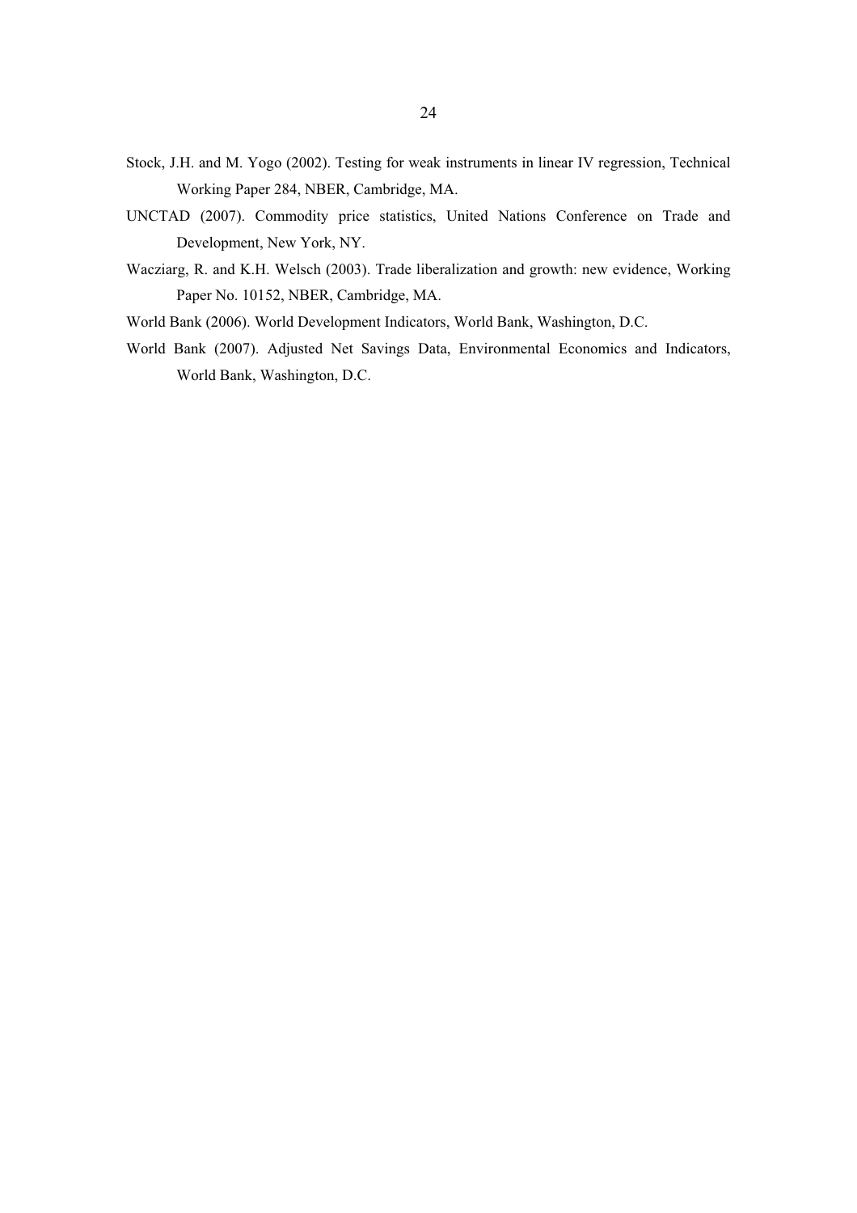Stock, J.H. and M. Yogo (2002). Testing for weak instruments in linear IV regression, Technical Working Paper 284, NBER, Cambridge, MA.

UNCTAD (2007). Commodity price statistics, United Nations Conference on Trade and Development, New York, NY.

Wacziarg, R. and K.H. Welsch (2003). Trade liberalization and growth: new evidence, Working Paper No. 10152, NBER, Cambridge, MA.

World Bank (2006). World Development Indicators, World Bank, Washington, D.C.

World Bank (2007). Adjusted Net Savings Data, Environmental Economics and Indicators, World Bank, Washington, D.C.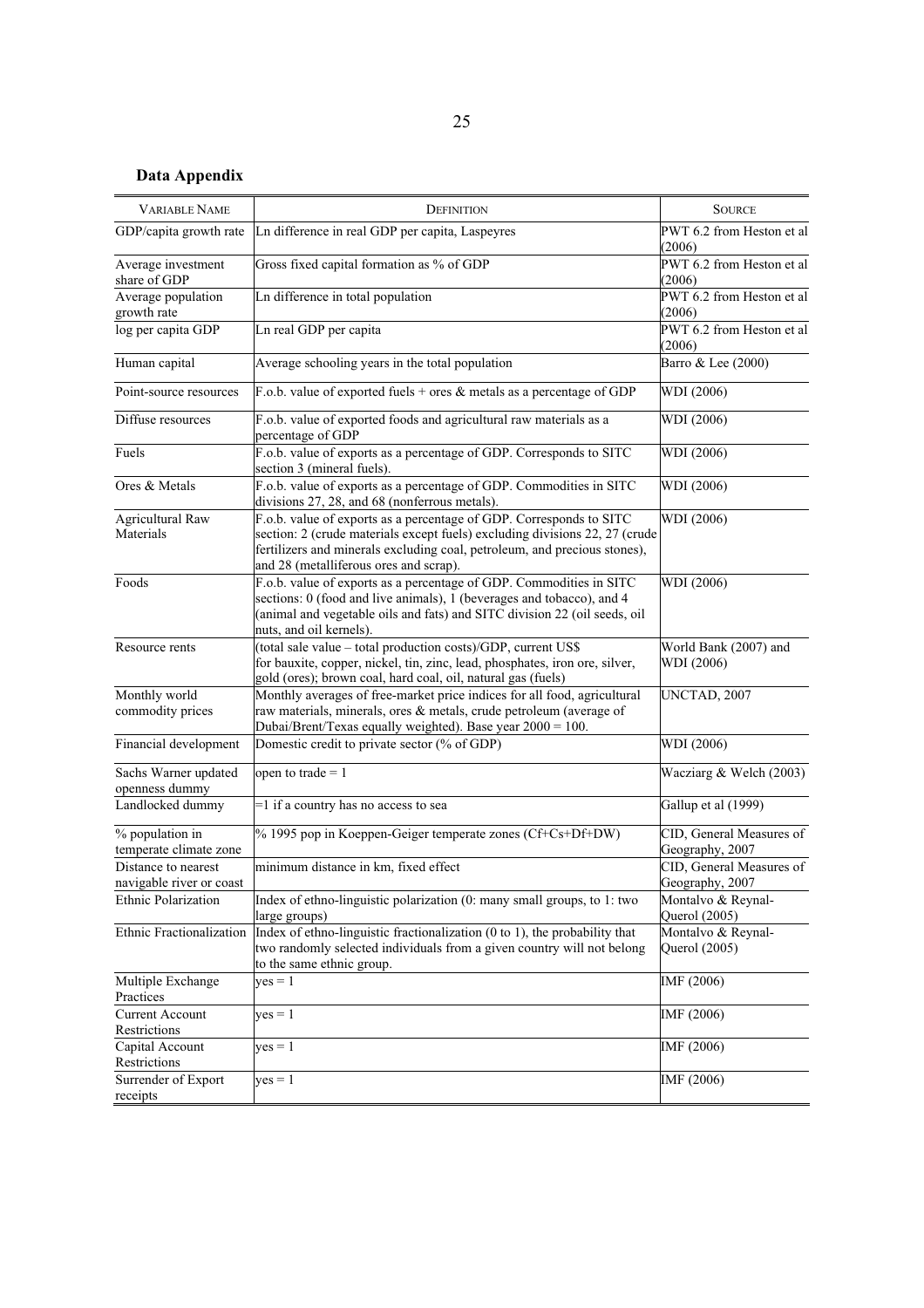## Data Appendix

| VARIABLE NAME | DEFINITION | SOURCE |
|---|---|---|
| GDP/capita growth rate | Ln difference in real GDP per capita, Laspeyres | PWT 6.2 from Heston et al (2006) |
| Average investment share of GDP | Gross fixed capital formation as % of GDP | PWT 6.2 from Heston et al (2006) |
| Average population growth rate | Ln difference in total population | PWT 6.2 from Heston et al (2006) |
| log per capita GDP | Ln real GDP per capita | PWT 6.2 from Heston et al (2006) |
| Human capital | Average schooling years in the total population | Barro & Lee (2000) |
| Point-source resources | F.o.b. value of exported fuels + ores & metals as a percentage of GDP | WDI (2006) |
| Diffuse resources | F.o.b. value of exported foods and agricultural raw materials as a percentage of GDP | WDI (2006) |
| Fuels | F.o.b. value of exports as a percentage of GDP. Corresponds to SITC section 3 (mineral fuels). | WDI (2006) |
| Ores & Metals | F.o.b. value of exports as a percentage of GDP. Commodities in SITC divisions 27, 28, and 68 (nonferrous metals). | WDI (2006) |
| Agricultural Raw Materials | F.o.b. value of exports as a percentage of GDP. Corresponds to SITC section: 2 (crude materials except fuels) excluding divisions 22, 27 (crude fertilizers and minerals excluding coal, petroleum, and precious stones), and 28 (metalliferous ores and scrap). | WDI (2006) |
| Foods | F.o.b. value of exports as a percentage of GDP. Commodities in SITC sections: 0 (food and live animals), 1 (beverages and tobacco), and 4 (animal and vegetable oils and fats) and SITC division 22 (oil seeds, oil nuts, and oil kernels). | WDI (2006) |
| Resource rents | (total sale value – total production costs)/GDP, current US$ for bauxite, copper, nickel, tin, zinc, lead, phosphates, iron ore, silver, gold (ores); brown coal, hard coal, oil, natural gas (fuels) | World Bank (2007) and WDI (2006) |
| Monthly world commodity prices | Monthly averages of free-market price indices for all food, agricultural raw materials, minerals, ores & metals, crude petroleum (average of Dubai/Brent/Texas equally weighted). Base year 2000 = 100. | UNCTAD, 2007 |
| Financial development | Domestic credit to private sector (% of GDP) | WDI (2006) |
| Sachs Warner updated openness dummy | open to trade = 1 | Wacziarg & Welch (2003) |
| Landlocked dummy | =1 if a country has no access to sea | Gallup et al (1999) |
| % population in temperate climate zone | % 1995 pop in Koeppen-Geiger temperate zones (Cf+Cs+Df+DW) | CID, General Measures of Geography, 2007 |
| Distance to nearest navigable river or coast | minimum distance in km, fixed effect | CID, General Measures of Geography, 2007 |
| Ethnic Polarization | Index of ethno-linguistic polarization (0: many small groups, to 1: two large groups) | Montalvo & Reynal-Querol (2005) |
| Ethnic Fractionalization | Index of ethno-linguistic fractionalization (0 to 1), the probability that two randomly selected individuals from a given country will not belong to the same ethnic group. | Montalvo & Reynal-Querol (2005) |
| Multiple Exchange Practices | yes = 1 | IMF (2006) |
| Current Account Restrictions | yes = 1 | IMF (2006) |
| Capital Account Restrictions | yes = 1 | IMF (2006) |
| Surrender of Export receipts | yes = 1 | IMF (2006) |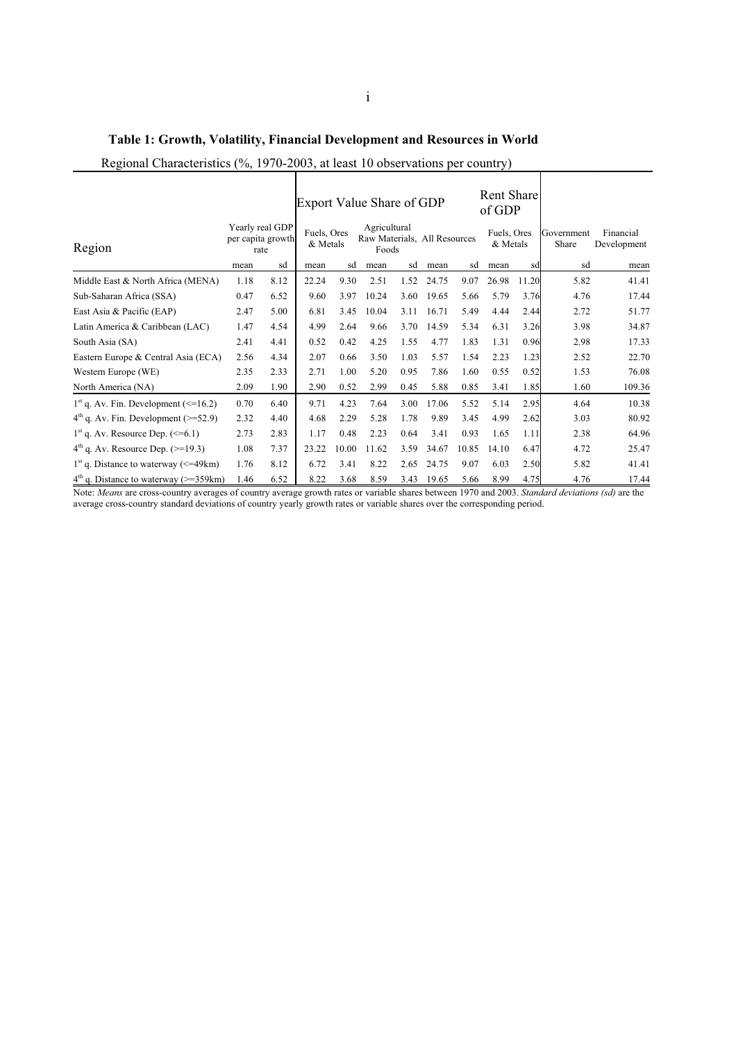**Table 1: Growth, Volatility, Financial Development and Resources in World**

Regional Characteristics (%, 1970-2003, at least 10 observations per country)

| Region | Yearly real GDP per capita growth rate | | Export Value Share of GDP: Fuels, Ores & Metals | | Export Value Share of GDP: Agricultural Raw Materials, Foods | | Export Value Share of GDP: All Resources | | Rent Share of GDP: Fuels, Ores & Metals | | Government Share | Financial Development |
|---|---|---|---|---|---|---|---|---|---|---|---|---|
| | mean | sd | mean | sd | mean | sd | mean | sd | mean | sd | sd | mean |
| Middle East & North Africa (MENA) | 1.18 | 8.12 | 22.24 | 9.30 | 2.51 | 1.52 | 24.75 | 9.07 | 26.98 | 11.20 | 5.82 | 41.41 |
| Sub-Saharan Africa (SSA) | 0.47 | 6.52 | 9.60 | 3.97 | 10.24 | 3.60 | 19.65 | 5.66 | 5.79 | 3.76 | 4.76 | 17.44 |
| East Asia & Pacific (EAP) | 2.47 | 5.00 | 6.81 | 3.45 | 10.04 | 3.11 | 16.71 | 5.49 | 4.44 | 2.44 | 2.72 | 51.77 |
| Latin America & Caribbean (LAC) | 1.47 | 4.54 | 4.99 | 2.64 | 9.66 | 3.70 | 14.59 | 5.34 | 6.31 | 3.26 | 3.98 | 34.87 |
| South Asia (SA) | 2.41 | 4.41 | 0.52 | 0.42 | 4.25 | 1.55 | 4.77 | 1.83 | 1.31 | 0.96 | 2.98 | 17.33 |
| Eastern Europe & Central Asia (ECA) | 2.56 | 4.34 | 2.07 | 0.66 | 3.50 | 1.03 | 5.57 | 1.54 | 2.23 | 1.23 | 2.52 | 22.70 |
| Western Europe (WE) | 2.35 | 2.33 | 2.71 | 1.00 | 5.20 | 0.95 | 7.86 | 1.60 | 0.55 | 0.52 | 1.53 | 76.08 |
| North America (NA) | 2.09 | 1.90 | 2.90 | 0.52 | 2.99 | 0.45 | 5.88 | 0.85 | 3.41 | 1.85 | 1.60 | 109.36 |
| 1st q. Av. Fin. Development (<=16.2) | 0.70 | 6.40 | 9.71 | 4.23 | 7.64 | 3.00 | 17.06 | 5.52 | 5.14 | 2.95 | 4.64 | 10.38 |
| 4th q. Av. Fin. Development (>=52.9) | 2.32 | 4.40 | 4.68 | 2.29 | 5.28 | 1.78 | 9.89 | 3.45 | 4.99 | 2.62 | 3.03 | 80.92 |
| 1st q. Av. Resource Dep. (<=6.1) | 2.73 | 2.83 | 1.17 | 0.48 | 2.23 | 0.64 | 3.41 | 0.93 | 1.65 | 1.11 | 2.38 | 64.96 |
| 4th q. Av. Resource Dep. (>=19.3) | 1.08 | 7.37 | 23.22 | 10.00 | 11.62 | 3.59 | 34.67 | 10.85 | 14.10 | 6.47 | 4.72 | 25.47 |
| 1st q. Distance to waterway (<=49km) | 1.76 | 8.12 | 6.72 | 3.41 | 8.22 | 2.65 | 24.75 | 9.07 | 6.03 | 2.50 | 5.82 | 41.41 |
| 4th q. Distance to waterway (>=359km) | 1.46 | 6.52 | 8.22 | 3.68 | 8.59 | 3.43 | 19.65 | 5.66 | 8.99 | 4.75 | 4.76 | 17.44 |

Note: *Means* are cross-country averages of country average growth rates or variable shares between 1970 and 2003. *Standard deviations (sd)* are the average cross-country standard deviations of country yearly growth rates or variable shares over the corresponding period.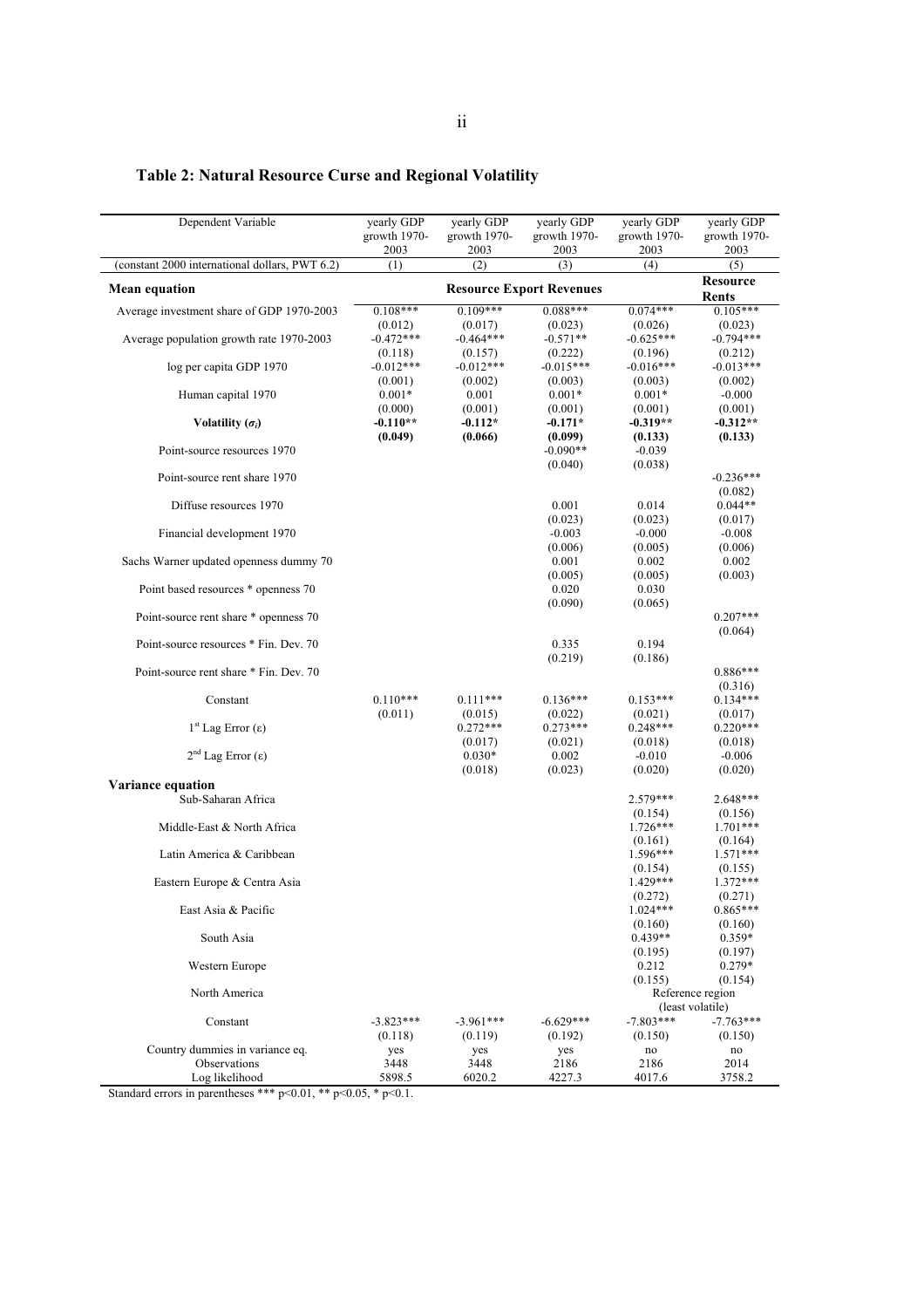## Table 2: Natural Resource Curse and Regional Volatility

| Dependent Variable | yearly GDP growth 1970-2003 | yearly GDP growth 1970-2003 | yearly GDP growth 1970-2003 | yearly GDP growth 1970-2003 | yearly GDP growth 1970-2003 |
|---|---|---|---|---|---|
| (constant 2000 international dollars, PWT 6.2) | (1) | (2) | (3) | (4) | (5) |
| **Mean equation** | **Resource Export Revenues** | | | | **Resource Rents** |
| Average investment share of GDP 1970-2003 | 0.108*** | 0.109*** | 0.088*** | 0.074*** | 0.105*** |
| | (0.012) | (0.017) | (0.023) | (0.026) | (0.023) |
| Average population growth rate 1970-2003 | -0.472*** | -0.464*** | -0.571** | -0.625*** | -0.794*** |
| | (0.118) | (0.157) | (0.222) | (0.196) | (0.212) |
| log per capita GDP 1970 | -0.012*** | -0.012*** | -0.015*** | -0.016*** | -0.013*** |
| | (0.001) | (0.002) | (0.003) | (0.003) | (0.002) |
| Human capital 1970 | 0.001* | 0.001 | 0.001* | 0.001* | -0.000 |
| | (0.000) | (0.001) | (0.001) | (0.001) | (0.001) |
| **Volatility ($\sigma_i$)** | **-0.110**** | **-0.112*** | **-0.171*** | **-0.319**** | **-0.312**** |
| | **(0.049)** | **(0.066)** | **(0.099)** | **(0.133)** | **(0.133)** |
| Point-source resources 1970 | | | -0.090** | -0.039 | |
| | | | (0.040) | (0.038) | |
| Point-source rent share 1970 | | | | | -0.236*** |
| | | | | | (0.082) |
| Diffuse resources 1970 | | | 0.001 | 0.014 | 0.044** |
| | | | (0.023) | (0.023) | (0.017) |
| Financial development 1970 | | | -0.003 | -0.000 | -0.008 |
| | | | (0.006) | (0.005) | (0.006) |
| Sachs Warner updated openness dummy 70 | | | 0.001 | 0.002 | 0.002 |
| | | | (0.005) | (0.005) | (0.003) |
| Point based resources * openness 70 | | | 0.020 | 0.030 | |
| | | | (0.090) | (0.065) | |
| Point-source rent share * openness 70 | | | | | 0.207*** |
| | | | | | (0.064) |
| Point-source resources * Fin. Dev. 70 | | | 0.335 | 0.194 | |
| | | | (0.219) | (0.186) | |
| Point-source rent share * Fin. Dev. 70 | | | | | 0.886*** |
| | | | | | (0.316) |
| Constant | 0.110*** | 0.111*** | 0.136*** | 0.153*** | 0.134*** |
| | (0.011) | (0.015) | (0.022) | (0.021) | (0.017) |
| 1st Lag Error ($\varepsilon$) | | 0.272*** | 0.273*** | 0.248*** | 0.220*** |
| | | (0.017) | (0.021) | (0.018) | (0.018) |
| 2nd Lag Error ($\varepsilon$) | | 0.030* | 0.002 | -0.010 | -0.006 |
| | | (0.018) | (0.023) | (0.020) | (0.020) |
| **Variance equation** | | | | | |
| Sub-Saharan Africa | | | | 2.579*** | 2.648*** |
| | | | | (0.154) | (0.156) |
| Middle-East & North Africa | | | | 1.726*** | 1.701*** |
| | | | | (0.161) | (0.164) |
| Latin America & Caribbean | | | | 1.596*** | 1.571*** |
| | | | | (0.154) | (0.155) |
| Eastern Europe & Centra Asia | | | | 1.429*** | 1.372*** |
| | | | | (0.272) | (0.271) |
| East Asia & Pacific | | | | 1.024*** | 0.865*** |
| | | | | (0.160) | (0.160) |
| South Asia | | | | 0.439** | 0.359* |
| | | | | (0.195) | (0.197) |
| Western Europe | | | | 0.212 | 0.279* |
| | | | | (0.155) | (0.154) |
| North America | | | | Reference region (least volatile) | |
| Constant | -3.823*** | -3.961*** | -6.629*** | -7.803*** | -7.763*** |
| | (0.118) | (0.119) | (0.192) | (0.150) | (0.150) |
| Country dummies in variance eq. | yes | yes | yes | no | no |
| Observations | 3448 | 3448 | 2186 | 2186 | 2014 |
| Log likelihood | 5898.5 | 6020.2 | 4227.3 | 4017.6 | 3758.2 |

Standard errors in parentheses *** p<0.01, ** p<0.05, * p<0.1.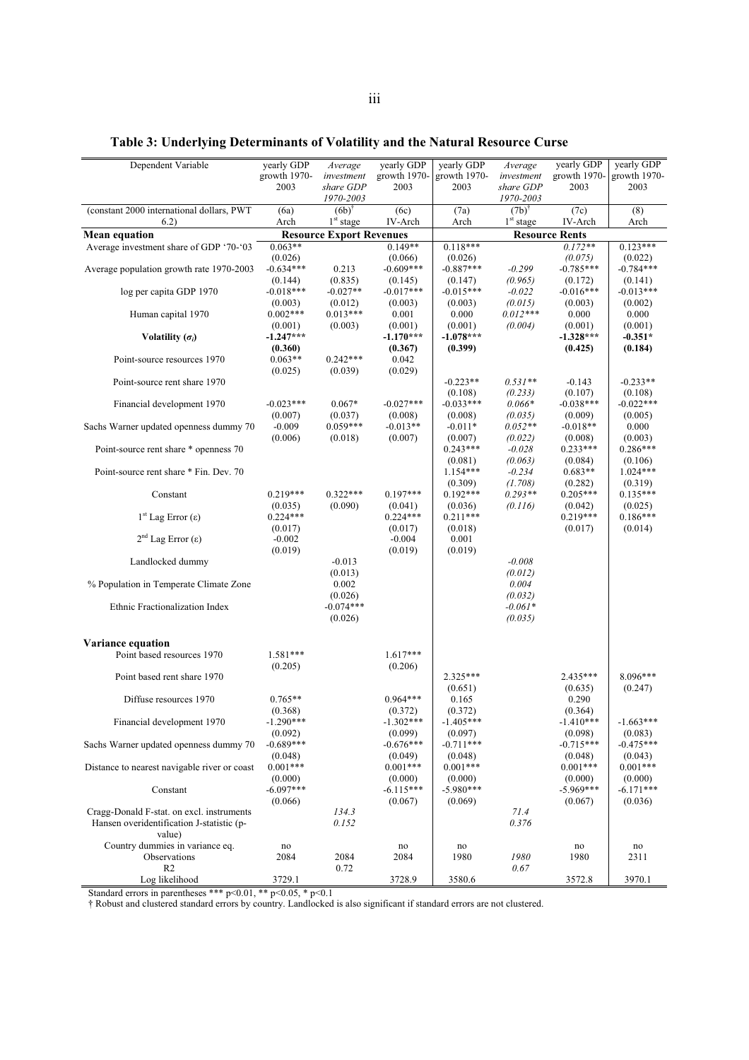**Table 3: Underlying Determinants of Volatility and the Natural Resource Curse**

| Dependent Variable | yearly GDP growth 1970-2003 | *Average investment share GDP 1970-2003* | yearly GDP growth 1970-2003 | yearly GDP growth 1970-2003 | *Average investment share GDP 1970-2003* | yearly GDP growth 1970-2003 | yearly GDP growth 1970-2003 |
|---|---|---|---|---|---|---|---|
| (constant 2000 international dollars, PWT 6.2) | (6a) Arch | (6b)† 1st stage | (6c) IV-Arch | (7a) Arch | (7b)† 1st stage | (7c) IV-Arch | (8) Arch |
| **Mean equation** | Resource Export Revenues | | | Resource Rents | | | |
| Average investment share of GDP '70-'03 | 0.063** | | 0.149** | 0.118*** | | *0.172*** | 0.123*** |
| | (0.026) | | (0.066) | (0.026) | | *(0.075)* | (0.022) |
| Average population growth rate 1970-2003 | -0.634*** | 0.213 | -0.609*** | -0.887*** | *-0.299* | -0.785*** | -0.784*** |
| | (0.144) | (0.835) | (0.145) | (0.147) | *(0.965)* | (0.172) | (0.141) |
| log per capita GDP 1970 | -0.018*** | -0.027** | -0.017*** | -0.015*** | *-0.022* | -0.016*** | -0.013*** |
| | (0.003) | (0.012) | (0.003) | (0.003) | *(0.015)* | (0.003) | (0.002) |
| Human capital 1970 | 0.002*** | 0.013*** | 0.001 | 0.000 | *0.012**** | 0.000 | 0.000 |
| | (0.001) | (0.003) | (0.001) | (0.001) | *(0.004)* | (0.001) | (0.001) |
| **Volatility ($\sigma_i$)** | **-1.247***** | | **-1.170***** | **-1.078***** | | **-1.328***** | **-0.351*** |
| | **(0.360)** | | **(0.367)** | **(0.399)** | | **(0.425)** | **(0.184)** |
| Point-source resources 1970 | 0.063** | 0.242*** | 0.042 | | | | |
| | (0.025) | (0.039) | (0.029) | | | | |
| Point-source rent share 1970 | | | | -0.223** | *0.531*** | -0.143 | -0.233** |
| | | | | (0.108) | *(0.233)* | (0.107) | (0.108) |
| Financial development 1970 | -0.023*** | 0.067* | -0.027*** | -0.033*** | *0.066** | -0.038*** | -0.022*** |
| | (0.007) | (0.037) | (0.008) | (0.008) | *(0.035)* | (0.009) | (0.005) |
| Sachs Warner updated openness dummy 70 | -0.009 | 0.059*** | -0.013** | -0.011* | *0.052*** | -0.018** | 0.000 |
| | (0.006) | (0.018) | (0.007) | (0.007) | *(0.022)* | (0.008) | (0.003) |
| Point-source rent share * openness 70 | | | | 0.243*** | *-0.028* | 0.233*** | 0.286*** |
| | | | | (0.081) | *(0.063)* | (0.084) | (0.106) |
| Point-source rent share * Fin. Dev. 70 | | | | 1.154*** | *-0.234* | 0.683** | 1.024*** |
| | | | | (0.309) | *(1.708)* | (0.282) | (0.319) |
| Constant | 0.219*** | 0.322*** | 0.197*** | 0.192*** | *0.293*** | 0.205*** | 0.135*** |
| | (0.035) | (0.090) | (0.041) | (0.036) | *(0.116)* | (0.042) | (0.025) |
| 1st Lag Error ($\varepsilon$) | 0.224*** | | 0.224*** | 0.211*** | | 0.219*** | 0.186*** |
| | (0.017) | | (0.017) | (0.018) | | (0.017) | (0.014) |
| 2nd Lag Error ($\varepsilon$) | -0.002 | | -0.004 | 0.001 | | | |
| | (0.019) | | (0.019) | (0.019) | | | |
| Landlocked dummy | | -0.013 | | | *-0.008* | | |
| | | (0.013) | | | *(0.012)* | | |
| % Population in Temperate Climate Zone | | 0.002 | | | *0.004* | | |
| | | (0.026) | | | *(0.032)* | | |
| Ethnic Fractionalization Index | | -0.074*** | | | *-0.061** | | |
| | | (0.026) | | | *(0.035)* | | |
| **Variance equation** | | | | | | | |
| Point based resources 1970 | 1.581*** | | 1.617*** | | | | |
| | (0.205) | | (0.206) | | | | |
| Point based rent share 1970 | | | | 2.325*** | | 2.435*** | 8.096*** |
| | | | | (0.651) | | (0.635) | (0.247) |
| Diffuse resources 1970 | 0.765** | | 0.964*** | 0.165 | | 0.290 | |
| | (0.368) | | (0.372) | (0.372) | | (0.364) | |
| Financial development 1970 | -1.290*** | | -1.302*** | -1.405*** | | -1.410*** | -1.663*** |
| | (0.092) | | (0.099) | (0.097) | | (0.098) | (0.083) |
| Sachs Warner updated openness dummy 70 | -0.689*** | | -0.676*** | -0.711*** | | -0.715*** | -0.475*** |
| | (0.048) | | (0.049) | (0.048) | | (0.048) | (0.043) |
| Distance to nearest navigable river or coast | 0.001*** | | 0.001*** | 0.001*** | | 0.001*** | 0.001*** |
| | (0.000) | | (0.000) | (0.000) | | (0.000) | (0.000) |
| Constant | -6.097*** | | -6.115*** | -5.980*** | | -5.969*** | -6.171*** |
| | (0.066) | | (0.067) | (0.069) | | (0.067) | (0.036) |
| Cragg-Donald F-stat. on excl. instruments | | *134.3* | | | *71.4* | | |
| Hansen overidentification J-statistic (p-value) | | *0.152* | | | *0.376* | | |
| Country dummies in variance eq. | no | | no | no | | no | no |
| Observations | 2084 | 2084 | 2084 | 1980 | *1980* | 1980 | 2311 |
| R2 | | 0.72 | | | *0.67* | | |
| Log likelihood | 3729.1 | | 3728.9 | 3580.6 | | 3572.8 | 3970.1 |

Standard errors in parentheses *** p<0.01, ** p<0.05, * p<0.1

† Robust and clustered standard errors by country. Landlocked is also significant if standard errors are not clustered.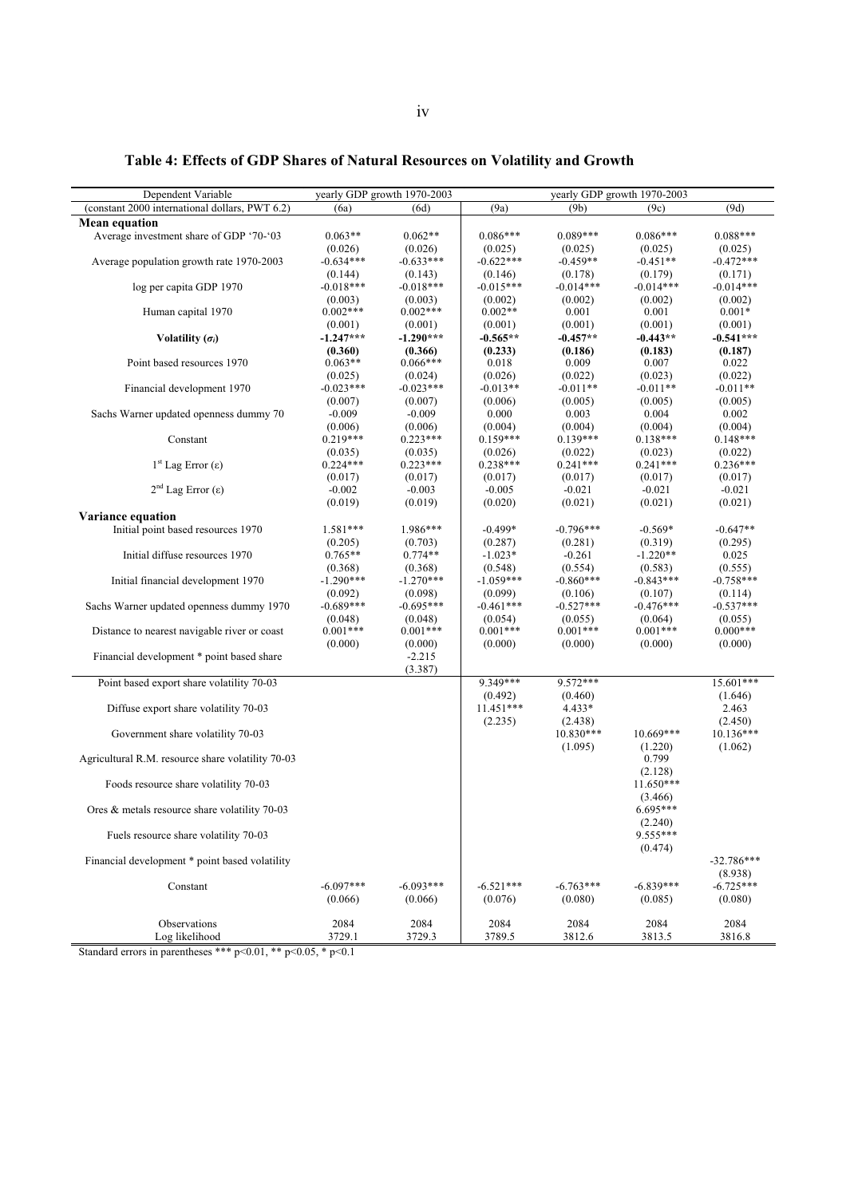# Table 4: Effects of GDP Shares of Natural Resources on Volatility and Growth

| Dependent Variable | yearly GDP growth 1970-2003 | | yearly GDP growth 1970-2003 | | | |
|---|---|---|---|---|---|---|
| (constant 2000 international dollars, PWT 6.2) | (6a) | (6d) | (9a) | (9b) | (9c) | (9d) |
| **Mean equation** | | | | | | |
| Average investment share of GDP '70-'03 | 0.063** | 0.062** | 0.086*** | 0.089*** | 0.086*** | 0.088*** |
| | (0.026) | (0.026) | (0.025) | (0.025) | (0.025) | (0.025) |
| Average population growth rate 1970-2003 | -0.634*** | -0.633*** | -0.622*** | -0.459** | -0.451** | -0.472*** |
| | (0.144) | (0.143) | (0.146) | (0.178) | (0.179) | (0.171) |
| log per capita GDP 1970 | -0.018*** | -0.018*** | -0.015*** | -0.014*** | -0.014*** | -0.014*** |
| | (0.003) | (0.003) | (0.002) | (0.002) | (0.002) | (0.002) |
| Human capital 1970 | 0.002*** | 0.002*** | 0.002** | 0.001 | 0.001 | 0.001* |
| | (0.001) | (0.001) | (0.001) | (0.001) | (0.001) | (0.001) |
| **Volatility ($\sigma_i$)** | **-1.247*** ** | **-1.290*** ** | **-0.565** ** | **-0.457** ** | **-0.443** ** | **-0.541*** ** |
| | **(0.360)** | **(0.366)** | **(0.233)** | **(0.186)** | **(0.183)** | **(0.187)** |
| Point based resources 1970 | 0.063** | 0.066*** | 0.018 | 0.009 | 0.007 | 0.022 |
| | (0.025) | (0.024) | (0.026) | (0.022) | (0.023) | (0.022) |
| Financial development 1970 | -0.023*** | -0.023*** | -0.013** | -0.011** | -0.011** | -0.011** |
| | (0.007) | (0.007) | (0.006) | (0.005) | (0.005) | (0.005) |
| Sachs Warner updated openness dummy 70 | -0.009 | -0.009 | 0.000 | 0.003 | 0.004 | 0.002 |
| | (0.006) | (0.006) | (0.004) | (0.004) | (0.004) | (0.004) |
| Constant | 0.219*** | 0.223*** | 0.159*** | 0.139*** | 0.138*** | 0.148*** |
| | (0.035) | (0.035) | (0.026) | (0.022) | (0.023) | (0.022) |
| 1st Lag Error ($\varepsilon$) | 0.224*** | 0.223*** | 0.238*** | 0.241*** | 0.241*** | 0.236*** |
| | (0.017) | (0.017) | (0.017) | (0.017) | (0.017) | (0.017) |
| 2nd Lag Error ($\varepsilon$) | -0.002 | -0.003 | -0.005 | -0.021 | -0.021 | -0.021 |
| | (0.019) | (0.019) | (0.020) | (0.021) | (0.021) | (0.021) |
| **Variance equation** | | | | | | |
| Initial point based resources 1970 | 1.581*** | 1.986*** | -0.499* | -0.796*** | -0.569* | -0.647** |
| | (0.205) | (0.703) | (0.287) | (0.281) | (0.319) | (0.295) |
| Initial diffuse resources 1970 | 0.765** | 0.774** | -1.023* | -0.261 | -1.220** | 0.025 |
| | (0.368) | (0.368) | (0.548) | (0.554) | (0.583) | (0.555) |
| Initial financial development 1970 | -1.290*** | -1.270*** | -1.059*** | -0.860*** | -0.843*** | -0.758*** |
| | (0.092) | (0.098) | (0.099) | (0.106) | (0.107) | (0.114) |
| Sachs Warner updated openness dummy 1970 | -0.689*** | -0.695*** | -0.461*** | -0.527*** | -0.476*** | -0.537*** |
| | (0.048) | (0.048) | (0.054) | (0.055) | (0.064) | (0.055) |
| Distance to nearest navigable river or coast | 0.001*** | 0.001*** | 0.001*** | 0.001*** | 0.001*** | 0.000*** |
| | (0.000) | (0.000) | (0.000) | (0.000) | (0.000) | (0.000) |
| Financial development * point based share | | -2.215 | | | | |
| | | (3.387) | | | | |
| Point based export share volatility 70-03 | | | 9.349*** | 9.572*** | | 15.601*** |
| | | | (0.492) | (0.460) | | (1.646) |
| Diffuse export share volatility 70-03 | | | 11.451*** | 4.433* | | 2.463 |
| | | | (2.235) | (2.438) | | (2.450) |
| Government share volatility 70-03 | | | | 10.830*** | 10.669*** | 10.136*** |
| | | | | (1.095) | (1.220) | (1.062) |
| Agricultural R.M. resource share volatility 70-03 | | | | | 0.799 | |
| | | | | | (2.128) | |
| Foods resource share volatility 70-03 | | | | | 11.650*** | |
| | | | | | (3.466) | |
| Ores & metals resource share volatility 70-03 | | | | | 6.695*** | |
| | | | | | (2.240) | |
| Fuels resource share volatility 70-03 | | | | | 9.555*** | |
| | | | | | (0.474) | |
| Financial development * point based volatility | | | | | | -32.786*** |
| | | | | | | (8.938) |
| Constant | -6.097*** | -6.093*** | -6.521*** | -6.763*** | -6.839*** | -6.725*** |
| | (0.066) | (0.066) | (0.076) | (0.080) | (0.085) | (0.080) |
| Observations | 2084 | 2084 | 2084 | 2084 | 2084 | 2084 |
| Log likelihood | 3729.1 | 3729.3 | 3789.5 | 3812.6 | 3813.5 | 3816.8 |

Standard errors in parentheses *** $p<0.01$, ** $p<0.05$, * $p<0.1$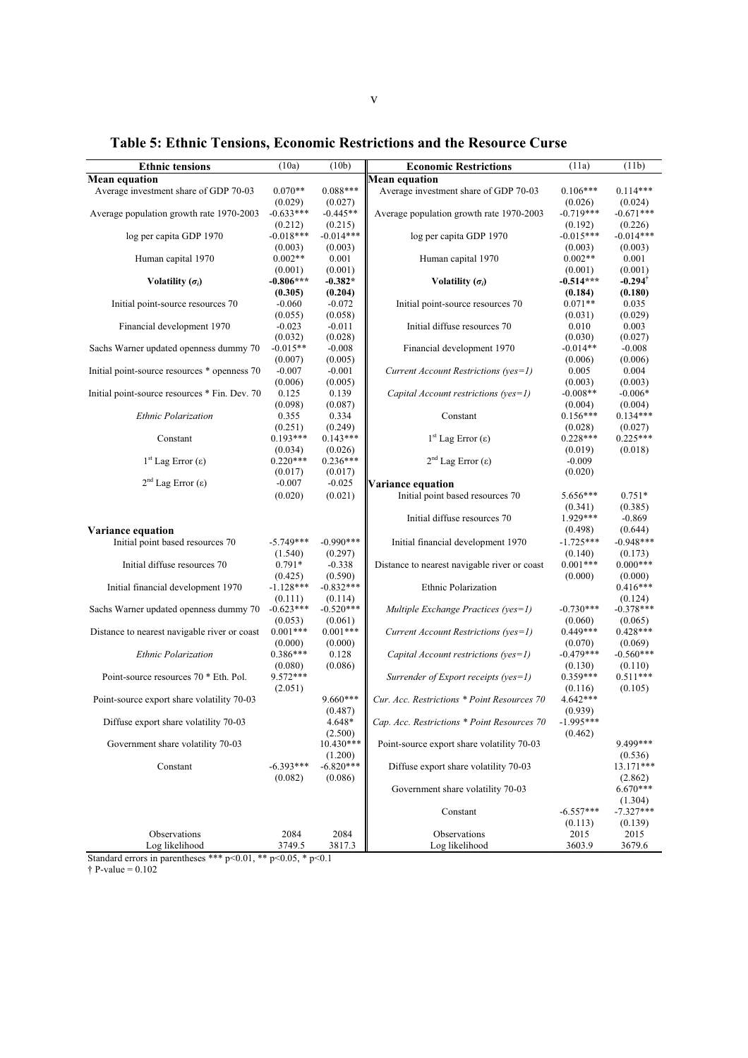# Table 5: Ethnic Tensions, Economic Restrictions and the Resource Curse

| Ethnic tensions | (10a) | (10b) | Economic Restrictions | (11a) | (11b) |
|---|---|---|---|---|---|
| **Mean equation** | | | **Mean equation** | | |
| Average investment share of GDP 70-03 | 0.070** | 0.088*** | Average investment share of GDP 70-03 | 0.106*** | 0.114*** |
| | (0.029) | (0.027) | | (0.026) | (0.024) |
| Average population growth rate 1970-2003 | -0.633*** | -0.445** | Average population growth rate 1970-2003 | -0.719*** | -0.671*** |
| | (0.212) | (0.215) | | (0.192) | (0.226) |
| log per capita GDP 1970 | -0.018*** | -0.014*** | log per capita GDP 1970 | -0.015*** | -0.014*** |
| | (0.003) | (0.003) | | (0.003) | (0.003) |
| Human capital 1970 | 0.002** | 0.001 | Human capital 1970 | 0.002** | 0.001 |
| | (0.001) | (0.001) | | (0.001) | (0.001) |
| **Volatility ($\sigma_i$)** | **-0.806***** | **-0.382*** | **Volatility ($\sigma_i$)** | **-0.514***** | **-0.294†** |
| | **(0.305)** | **(0.204)** | | **(0.184)** | **(0.180)** |
| Initial point-source resources 70 | -0.060 | -0.072 | Initial point-source resources 70 | 0.071** | 0.035 |
| | (0.055) | (0.058) | | (0.031) | (0.029) |
| Financial development 1970 | -0.023 | -0.011 | Initial diffuse resources 70 | 0.010 | 0.003 |
| | (0.032) | (0.028) | | (0.030) | (0.027) |
| Sachs Warner updated openness dummy 70 | -0.015** | -0.008 | Financial development 1970 | -0.014** | -0.008 |
| | (0.007) | (0.005) | | (0.006) | (0.006) |
| Initial point-source resources * openness 70 | -0.007 | -0.001 | *Current Account Restrictions (yes=1)* | 0.005 | 0.004 |
| | (0.006) | (0.005) | | (0.003) | (0.003) |
| Initial point-source resources * Fin. Dev. 70 | 0.125 | 0.139 | *Capital Account restrictions (yes=1)* | -0.008** | -0.006* |
| | (0.098) | (0.087) | | (0.004) | (0.004) |
| *Ethnic Polarization* | 0.355 | 0.334 | Constant | 0.156*** | 0.134*** |
| | (0.251) | (0.249) | | (0.028) | (0.027) |
| Constant | 0.193*** | 0.143*** | 1[st] Lag Error (ε) | 0.228*** | 0.225*** |
| | (0.034) | (0.026) | | (0.019) | (0.018) |
| 1[st] Lag Error (ε) | 0.220*** | 0.236*** | 2[nd] Lag Error (ε) | -0.009 | |
| | (0.017) | (0.017) | | (0.020) | |
| 2[nd] Lag Error (ε) | -0.007 | -0.025 | **Variance equation** | | |
| | (0.020) | (0.021) | Initial point based resources 70 | 5.656*** | 0.751* |
| | | | | (0.341) | (0.385) |
| | | | Initial diffuse resources 70 | 1.929*** | -0.869 |
| **Variance equation** | | | | (0.498) | (0.644) |
| Initial point based resources 70 | -5.749*** | -0.990*** | Initial financial development 1970 | -1.725*** | -0.948*** |
| | (1.540) | (0.297) | | (0.140) | (0.173) |
| Initial diffuse resources 70 | 0.791* | -0.338 | Distance to nearest navigable river or coast | 0.001*** | 0.000*** |
| | (0.425) | (0.590) | | (0.000) | (0.000) |
| Initial financial development 1970 | -1.128*** | -0.832*** | Ethnic Polarization | | 0.416*** |
| | (0.111) | (0.114) | | | (0.124) |
| Sachs Warner updated openness dummy 70 | -0.623*** | -0.520*** | *Multiple Exchange Practices (yes=1)* | -0.730*** | -0.378*** |
| | (0.053) | (0.061) | | (0.060) | (0.065) |
| Distance to nearest navigable river or coast | 0.001*** | 0.001*** | *Current Account Restrictions (yes=1)* | 0.449*** | 0.428*** |
| | (0.000) | (0.000) | | (0.070) | (0.069) |
| *Ethnic Polarization* | 0.386*** | 0.128 | *Capital Account restrictions (yes=1)* | -0.479*** | -0.560*** |
| | (0.080) | (0.086) | | (0.130) | (0.110) |
| Point-source resources 70 * Eth. Pol. | 9.572*** | | *Surrender of Export receipts (yes=1)* | 0.359*** | 0.511*** |
| | (2.051) | | | (0.116) | (0.105) |
| Point-source export share volatility 70-03 | | 9.660*** | *Cur. Acc. Restrictions * Point Resources 70* | 4.642*** | |
| | | (0.487) | | (0.939) | |
| Diffuse export share volatility 70-03 | | 4.648* | *Cap. Acc. Restrictions * Point Resources 70* | -1.995*** | |
| | | (2.500) | | (0.462) | |
| Government share volatility 70-03 | | 10.430*** | Point-source export share volatility 70-03 | | 9.499*** |
| | | (1.200) | | | (0.536) |
| Constant | -6.393*** | -6.820*** | Diffuse export share volatility 70-03 | | 13.171*** |
| | (0.082) | (0.086) | | | (2.862) |
| | | | Government share volatility 70-03 | | 6.670*** |
| | | | | | (1.304) |
| | | | Constant | -6.557*** | -7.327*** |
| | | | | (0.113) | (0.139) |
| Observations | 2084 | 2084 | Observations | 2015 | 2015 |
| Log likelihood | 3749.5 | 3817.3 | Log likelihood | 3603.9 | 3679.6 |

Standard errors in parentheses *** p<0.01, ** p<0.05, * p<0.1

† P-value = 0.102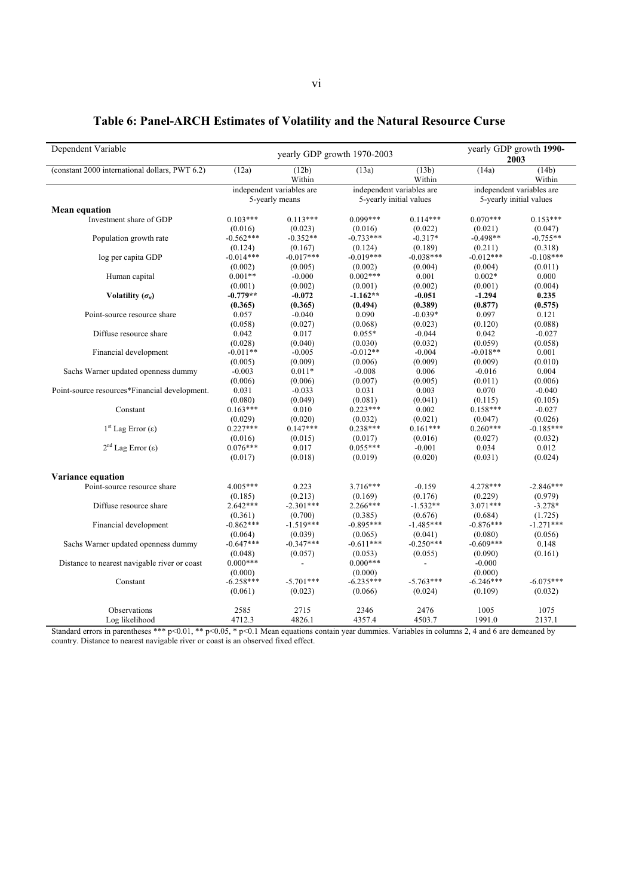## Table 6: Panel-ARCH Estimates of Volatility and the Natural Resource Curse

| Dependent Variable | yearly GDP growth 1970-2003 | | | | yearly GDP growth **1990-2003** | |
|---|---|---|---|---|---|---|
| (constant 2000 international dollars, PWT 6.2) | (12a) | (12b) Within | (13a) | (13b) Within | (14a) | (14b) Within |
| | independent variables are 5-yearly means | | independent variables are 5-yearly initial values | | independent variables are 5-yearly initial values | |
| **Mean equation** | | | | | | |
| Investment share of GDP | 0.103*** | 0.113*** | 0.099*** | 0.114*** | 0.070*** | 0.153*** |
| | (0.016) | (0.023) | (0.016) | (0.022) | (0.021) | (0.047) |
| Population growth rate | -0.562*** | -0.352** | -0.733*** | -0.317* | -0.498** | -0.755** |
| | (0.124) | (0.167) | (0.124) | (0.189) | (0.211) | (0.318) |
| log per capita GDP | -0.014*** | -0.017*** | -0.019*** | -0.038*** | -0.012*** | -0.108*** |
| | (0.002) | (0.005) | (0.002) | (0.004) | (0.004) | (0.011) |
| Human capital | 0.001** | -0.000 | 0.002*** | 0.001 | 0.002* | 0.000 |
| | (0.001) | (0.002) | (0.001) | (0.002) | (0.001) | (0.004) |
| **Volatility ($\sigma_{it}$)** | **-0.779\*\*** | **-0.072** | **-1.162\*\*** | **-0.051** | **-1.294** | **0.235** |
| | **(0.365)** | **(0.365)** | **(0.494)** | **(0.389)** | **(0.877)** | **(0.575)** |
| Point-source resource share | 0.057 | -0.040 | 0.090 | -0.039* | 0.097 | 0.121 |
| | (0.058) | (0.027) | (0.068) | (0.023) | (0.120) | (0.088) |
| Diffuse resource share | 0.042 | 0.017 | 0.055* | -0.044 | 0.042 | -0.027 |
| | (0.028) | (0.040) | (0.030) | (0.032) | (0.059) | (0.058) |
| Financial development | -0.011** | -0.005 | -0.012** | -0.004 | -0.018** | 0.001 |
| | (0.005) | (0.009) | (0.006) | (0.009) | (0.009) | (0.010) |
| Sachs Warner updated openness dummy | -0.003 | 0.011* | -0.008 | 0.006 | -0.016 | 0.004 |
| | (0.006) | (0.006) | (0.007) | (0.005) | (0.011) | (0.006) |
| Point-source resources*Financial development. | 0.031 | -0.033 | 0.031 | 0.003 | 0.070 | -0.040 |
| | (0.080) | (0.049) | (0.081) | (0.041) | (0.115) | (0.105) |
| Constant | 0.163*** | 0.010 | 0.223*** | 0.002 | 0.158*** | -0.027 |
| | (0.029) | (0.020) | (0.032) | (0.021) | (0.047) | (0.026) |
| 1[st] Lag Error (ε) | 0.227*** | 0.147*** | 0.238*** | 0.161*** | 0.260*** | -0.185*** |
| | (0.016) | (0.015) | (0.017) | (0.016) | (0.027) | (0.032) |
| 2[nd] Lag Error (ε) | 0.076*** | 0.017 | 0.055*** | -0.001 | 0.034 | 0.012 |
| | (0.017) | (0.018) | (0.019) | (0.020) | (0.031) | (0.024) |
| **Variance equation** | | | | | | |
| Point-source resource share | 4.005*** | 0.223 | 3.716*** | -0.159 | 4.278*** | -2.846*** |
| | (0.185) | (0.213) | (0.169) | (0.176) | (0.229) | (0.979) |
| Diffuse resource share | 2.642*** | -2.301*** | 2.266*** | -1.532** | 3.071*** | -3.278* |
| | (0.361) | (0.700) | (0.385) | (0.676) | (0.684) | (1.725) |
| Financial development | -0.862*** | -1.519*** | -0.895*** | -1.485*** | -0.876*** | -1.271*** |
| | (0.064) | (0.039) | (0.065) | (0.041) | (0.080) | (0.056) |
| Sachs Warner updated openness dummy | -0.647*** | -0.347*** | -0.611*** | -0.250*** | -0.609*** | 0.148 |
| | (0.048) | (0.057) | (0.053) | (0.055) | (0.090) | (0.161) |
| Distance to nearest navigable river or coast | 0.000*** | - | 0.000*** | - | -0.000 | |
| | (0.000) | | (0.000) | | (0.000) | |
| Constant | -6.258*** | -5.701*** | -6.235*** | -5.763*** | -6.246*** | -6.075*** |
| | (0.061) | (0.023) | (0.066) | (0.024) | (0.109) | (0.032) |
| Observations | 2585 | 2715 | 2346 | 2476 | 1005 | 1075 |
| Log likelihood | 4712.3 | 4826.1 | 4357.4 | 4503.7 | 1991.0 | 2137.1 |

Standard errors in parentheses *** p<0.01, ** p<0.05, * p<0.1 Mean equations contain year dummies. Variables in columns 2, 4 and 6 are demeaned by country. Distance to nearest navigable river or coast is an observed fixed effect.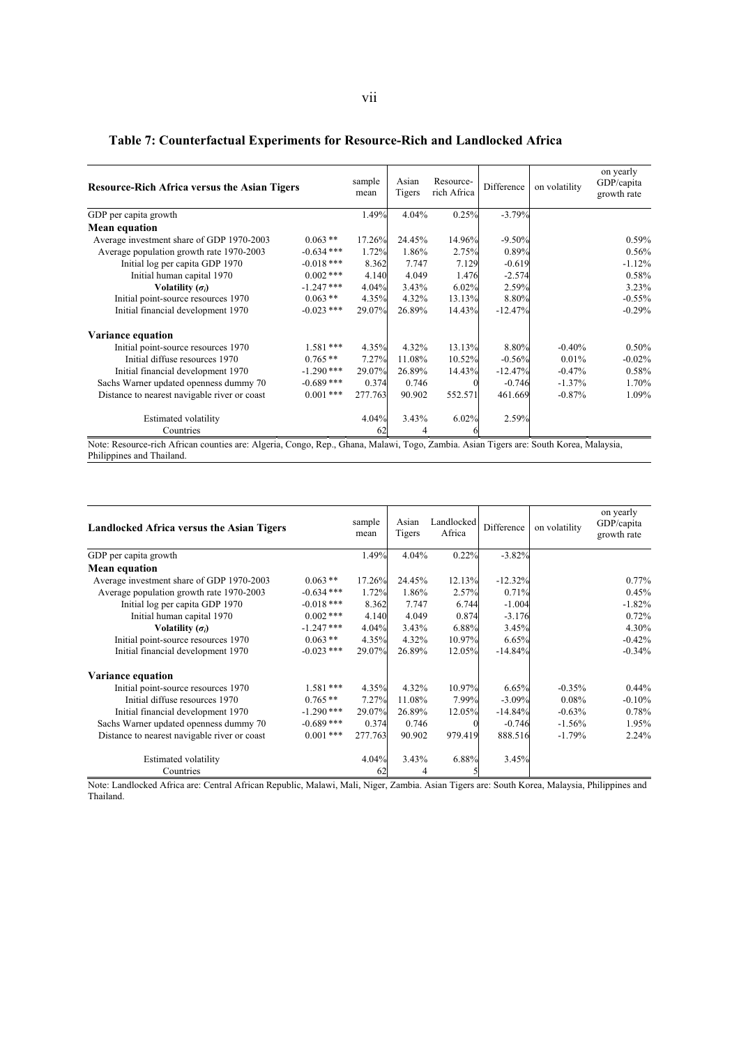## Table 7: Counterfactual Experiments for Resource-Rich and Landlocked Africa

| Resource-Rich Africa versus the Asian Tigers | | sample mean | Asian Tigers | Resource-rich Africa | Difference | on volatility | on yearly GDP/capita growth rate |
|---|---|---|---|---|---|---|---|
| GDP per capita growth | | 1.49% | 4.04% | 0.25% | -3.79% | | |
| **Mean equation** | | | | | | | |
| Average investment share of GDP 1970-2003 | 0.063 ** | 17.26% | 24.45% | 14.96% | -9.50% | | 0.59% |
| Average population growth rate 1970-2003 | -0.634 *** | 1.72% | 1.86% | 2.75% | 0.89% | | 0.56% |
| Initial log per capita GDP 1970 | -0.018 *** | 8.362 | 7.747 | 7.129 | -0.619 | | -1.12% |
| Initial human capital 1970 | 0.002 *** | 4.140 | 4.049 | 1.476 | -2.574 | | 0.58% |
| **Volatility ($\sigma_i$)** | -1.247 *** | 4.04% | 3.43% | 6.02% | 2.59% | | 3.23% |
| Initial point-source resources 1970 | 0.063 ** | 4.35% | 4.32% | 13.13% | 8.80% | | -0.55% |
| Initial financial development 1970 | -0.023 *** | 29.07% | 26.89% | 14.43% | -12.47% | | -0.29% |
| **Variance equation** | | | | | | | |
| Initial point-source resources 1970 | 1.581 *** | 4.35% | 4.32% | 13.13% | 8.80% | -0.40% | 0.50% |
| Initial diffuse resources 1970 | 0.765 ** | 7.27% | 11.08% | 10.52% | -0.56% | 0.01% | -0.02% |
| Initial financial development 1970 | -1.290 *** | 29.07% | 26.89% | 14.43% | -12.47% | -0.47% | 0.58% |
| Sachs Warner updated openness dummy 70 | -0.689 *** | 0.374 | 0.746 | 0 | -0.746 | -1.37% | 1.70% |
| Distance to nearest navigable river or coast | 0.001 *** | 277.763 | 90.902 | 552.571 | 461.669 | -0.87% | 1.09% |
| Estimated volatility | | 4.04% | 3.43% | 6.02% | 2.59% | | |
| Countries | | 62 | 4 | 6 | | | |

Note: Resource-rich African counties are: Algeria, Congo, Rep., Ghana, Malawi, Togo, Zambia. Asian Tigers are: South Korea, Malaysia, Philippines and Thailand.

| Landlocked Africa versus the Asian Tigers | | sample mean | Asian Tigers | Landlocked Africa | Difference | on volatility | on yearly GDP/capita growth rate |
|---|---|---|---|---|---|---|---|
| GDP per capita growth | | 1.49% | 4.04% | 0.22% | -3.82% | | |
| **Mean equation** | | | | | | | |
| Average investment share of GDP 1970-2003 | 0.063 ** | 17.26% | 24.45% | 12.13% | -12.32% | | 0.77% |
| Average population growth rate 1970-2003 | -0.634 *** | 1.72% | 1.86% | 2.57% | 0.71% | | 0.45% |
| Initial log per capita GDP 1970 | -0.018 *** | 8.362 | 7.747 | 6.744 | -1.004 | | -1.82% |
| Initial human capital 1970 | 0.002 *** | 4.140 | 4.049 | 0.874 | -3.176 | | 0.72% |
| **Volatility ($\sigma_i$)** | -1.247 *** | 4.04% | 3.43% | 6.88% | 3.45% | | 4.30% |
| Initial point-source resources 1970 | 0.063 ** | 4.35% | 4.32% | 10.97% | 6.65% | | -0.42% |
| Initial financial development 1970 | -0.023 *** | 29.07% | 26.89% | 12.05% | -14.84% | | -0.34% |
| **Variance equation** | | | | | | | |
| Initial point-source resources 1970 | 1.581 *** | 4.35% | 4.32% | 10.97% | 6.65% | -0.35% | 0.44% |
| Initial diffuse resources 1970 | 0.765 ** | 7.27% | 11.08% | 7.99% | -3.09% | 0.08% | -0.10% |
| Initial financial development 1970 | -1.290 *** | 29.07% | 26.89% | 12.05% | -14.84% | -0.63% | 0.78% |
| Sachs Warner updated openness dummy 70 | -0.689 *** | 0.374 | 0.746 | 0 | -0.746 | -1.56% | 1.95% |
| Distance to nearest navigable river or coast | 0.001 *** | 277.763 | 90.902 | 979.419 | 888.516 | -1.79% | 2.24% |
| Estimated volatility | | 4.04% | 3.43% | 6.88% | 3.45% | | |
| Countries | | 62 | 4 | 5 | | | |

Note: Landlocked Africa are: Central African Republic, Malawi, Mali, Niger, Zambia. Asian Tigers are: South Korea, Malaysia, Philippines and Thailand.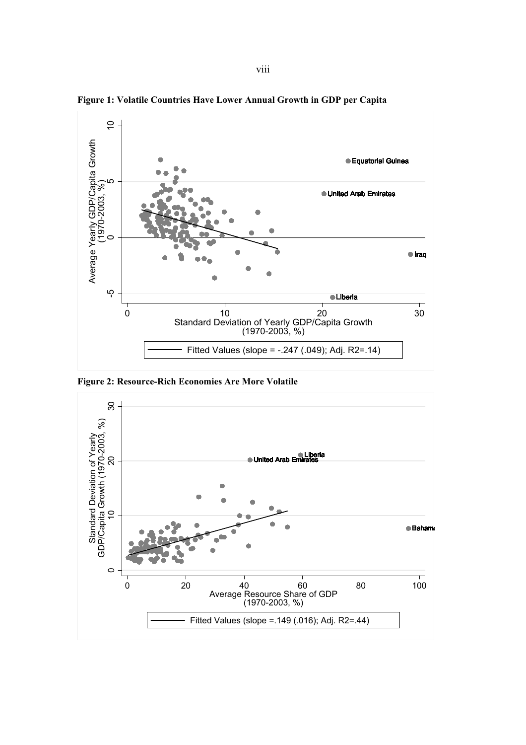**Figure 1: Volatile Countries Have Lower Annual Growth in GDP per Capita**

**Figure 2: Resource-Rich Economies Are More Volatile**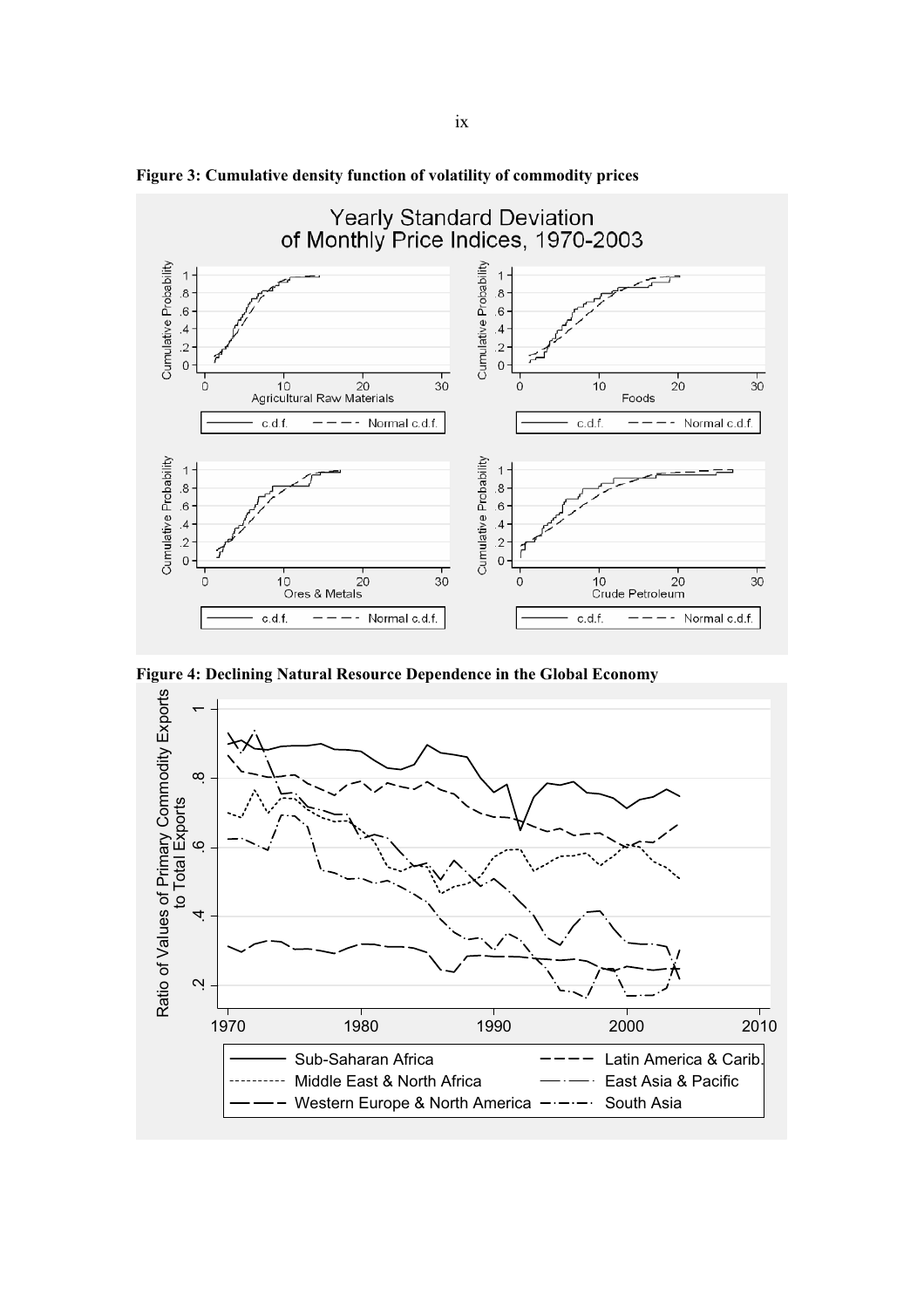**Figure 3: Cumulative density function of volatility of commodity prices**

**Figure 4: Declining Natural Resource Dependence in the Global Economy**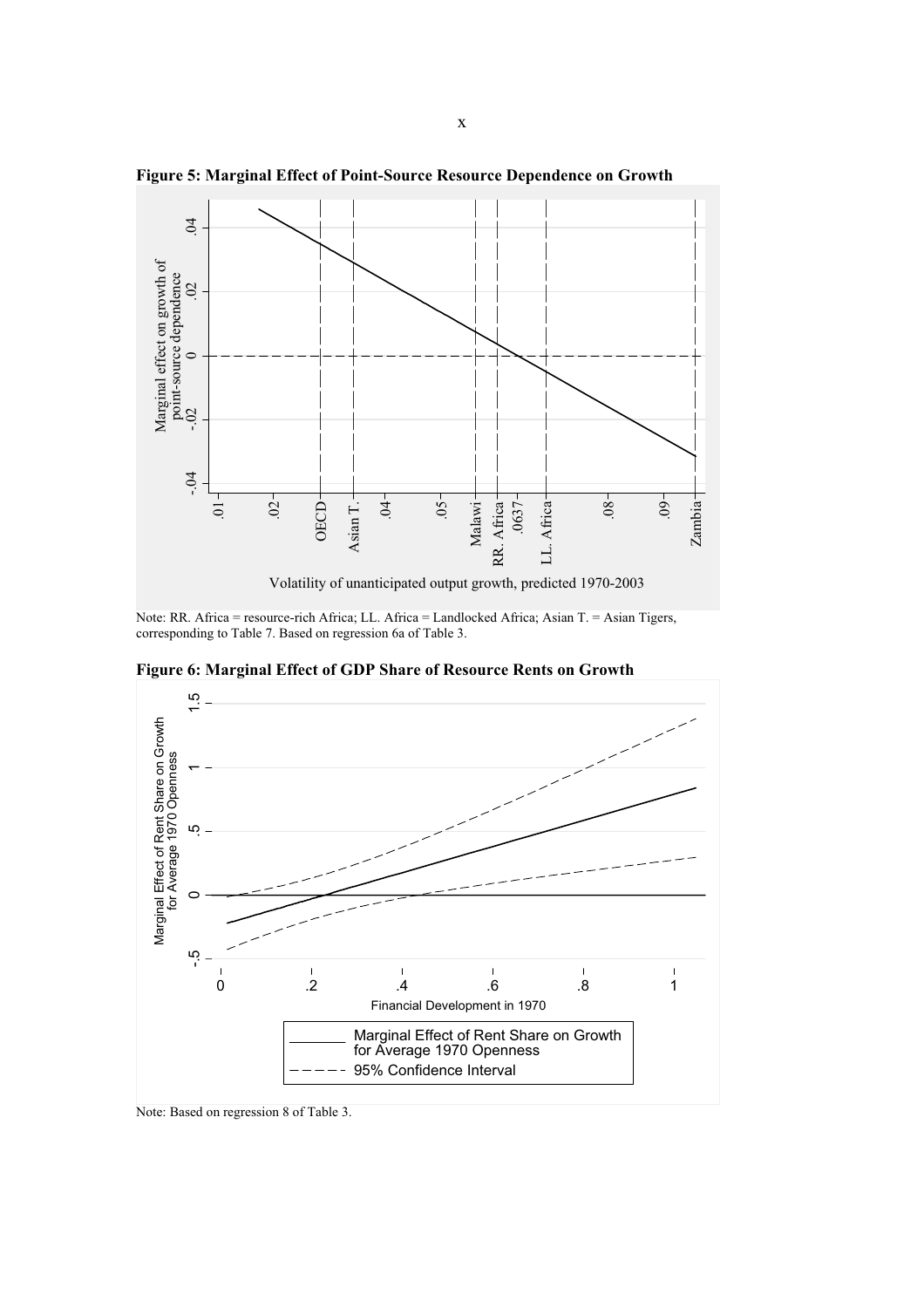**Figure 5: Marginal Effect of Point-Source Resource Dependence on Growth**

Marginal effect on growth of point-source dependence

-.04
-.02
0
.02
.04

.01
.02
OECD
Asian T.
.04
.05
Malawi
RR. Africa
.0637
LL. Africa
.08
.09
Zambia

Volatility of unanticipated output growth, predicted 1970-2003

Note: RR. Africa = resource-rich Africa; LL. Africa = Landlocked Africa; Asian T. = Asian Tigers, corresponding to Table 7. Based on regression 6a of Table 3.

**Figure 6: Marginal Effect of GDP Share of Resource Rents on Growth**

Marginal Effect of Rent Share on Growth for Average 1970 Openness

-.5
0
.5
1
1.5

0
.2
.4
.6
.8
1

Financial Development in 1970

Marginal Effect of Rent Share on Growth for Average 1970 Openness

95% Confidence Interval

Note: Based on regression 8 of Table 3.